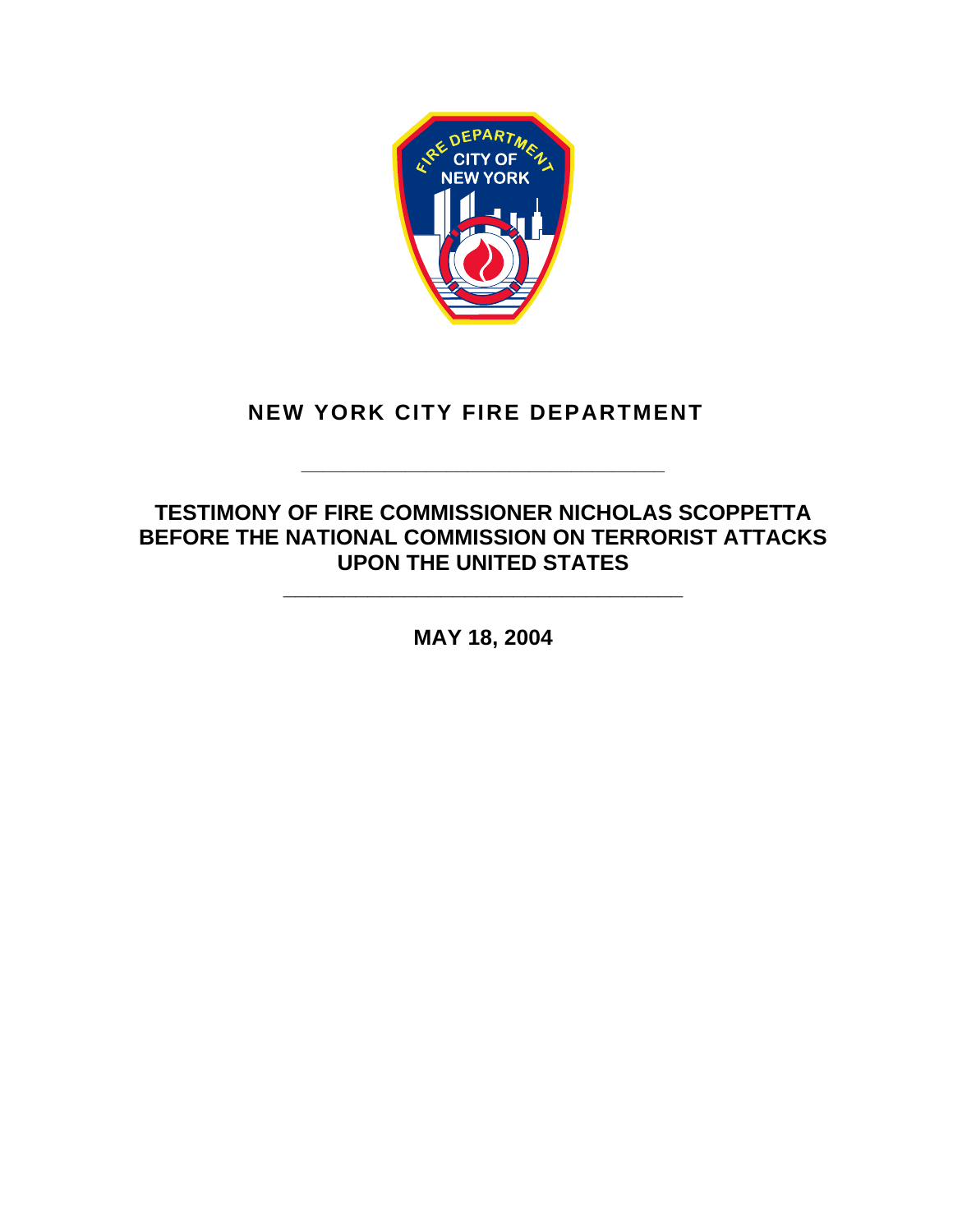# NEW YORK CITY FIRE DEPARTMENT

---

## TESTIMONY OF FIRE COMMISSIONER NICHOLAS SCOPPETTA BEFORE THE NATIONAL COMMISSION ON TERRORIST ATTACKS UPON THE UNITED STATES

---

**MAY 18, 2004**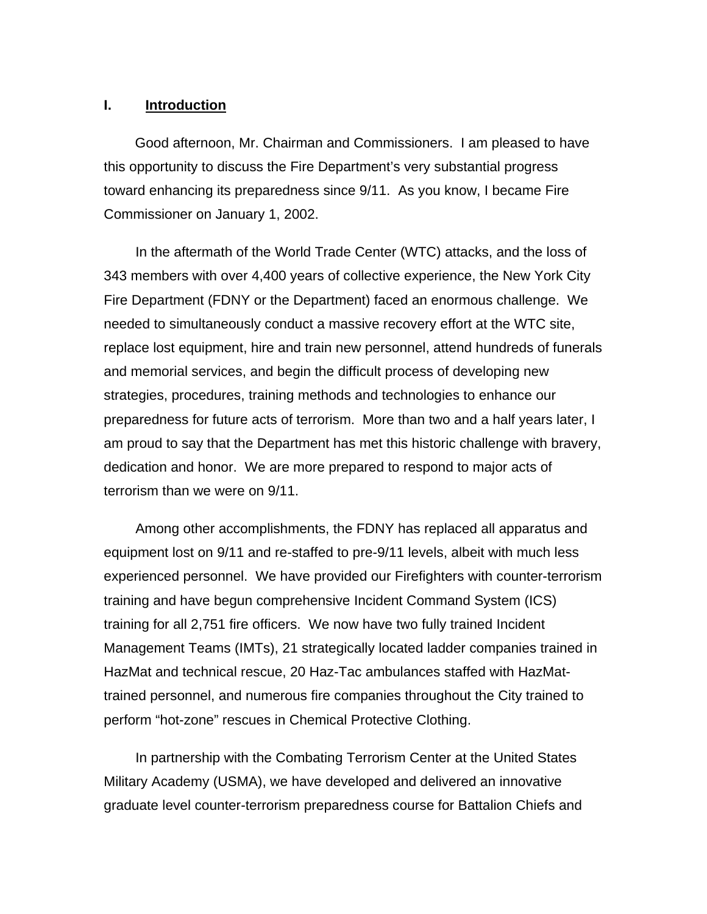## I. Introduction

Good afternoon, Mr. Chairman and Commissioners. I am pleased to have this opportunity to discuss the Fire Department's very substantial progress toward enhancing its preparedness since 9/11. As you know, I became Fire Commissioner on January 1, 2002.

In the aftermath of the World Trade Center (WTC) attacks, and the loss of 343 members with over 4,400 years of collective experience, the New York City Fire Department (FDNY or the Department) faced an enormous challenge. We needed to simultaneously conduct a massive recovery effort at the WTC site, replace lost equipment, hire and train new personnel, attend hundreds of funerals and memorial services, and begin the difficult process of developing new strategies, procedures, training methods and technologies to enhance our preparedness for future acts of terrorism. More than two and a half years later, I am proud to say that the Department has met this historic challenge with bravery, dedication and honor. We are more prepared to respond to major acts of terrorism than we were on 9/11.

Among other accomplishments, the FDNY has replaced all apparatus and equipment lost on 9/11 and re-staffed to pre-9/11 levels, albeit with much less experienced personnel. We have provided our Firefighters with counter-terrorism training and have begun comprehensive Incident Command System (ICS) training for all 2,751 fire officers. We now have two fully trained Incident Management Teams (IMTs), 21 strategically located ladder companies trained in HazMat and technical rescue, 20 Haz-Tac ambulances staffed with HazMat-trained personnel, and numerous fire companies throughout the City trained to perform "hot-zone" rescues in Chemical Protective Clothing.

In partnership with the Combating Terrorism Center at the United States Military Academy (USMA), we have developed and delivered an innovative graduate level counter-terrorism preparedness course for Battalion Chiefs and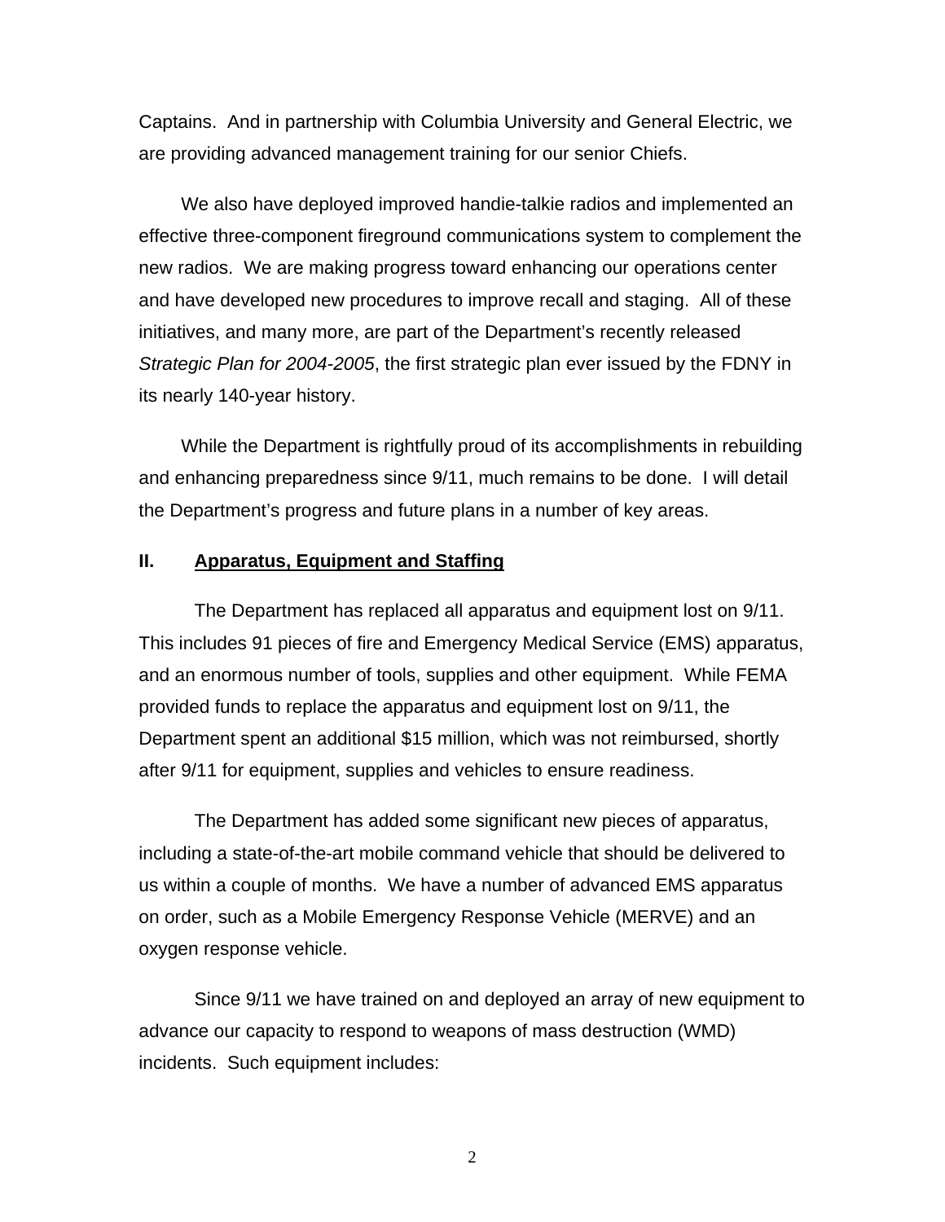Captains. And in partnership with Columbia University and General Electric, we are providing advanced management training for our senior Chiefs.

We also have deployed improved handie-talkie radios and implemented an effective three-component fireground communications system to complement the new radios. We are making progress toward enhancing our operations center and have developed new procedures to improve recall and staging. All of these initiatives, and many more, are part of the Department's recently released *Strategic Plan for 2004-2005*, the first strategic plan ever issued by the FDNY in its nearly 140-year history.

While the Department is rightfully proud of its accomplishments in rebuilding and enhancing preparedness since 9/11, much remains to be done. I will detail the Department's progress and future plans in a number of key areas.

## II. <u>Apparatus, Equipment and Staffing</u>

The Department has replaced all apparatus and equipment lost on 9/11. This includes 91 pieces of fire and Emergency Medical Service (EMS) apparatus, and an enormous number of tools, supplies and other equipment. While FEMA provided funds to replace the apparatus and equipment lost on 9/11, the Department spent an additional $15 million, which was not reimbursed, shortly after 9/11 for equipment, supplies and vehicles to ensure readiness.

The Department has added some significant new pieces of apparatus, including a state-of-the-art mobile command vehicle that should be delivered to us within a couple of months. We have a number of advanced EMS apparatus on order, such as a Mobile Emergency Response Vehicle (MERVE) and an oxygen response vehicle.

Since 9/11 we have trained on and deployed an array of new equipment to advance our capacity to respond to weapons of mass destruction (WMD) incidents. Such equipment includes: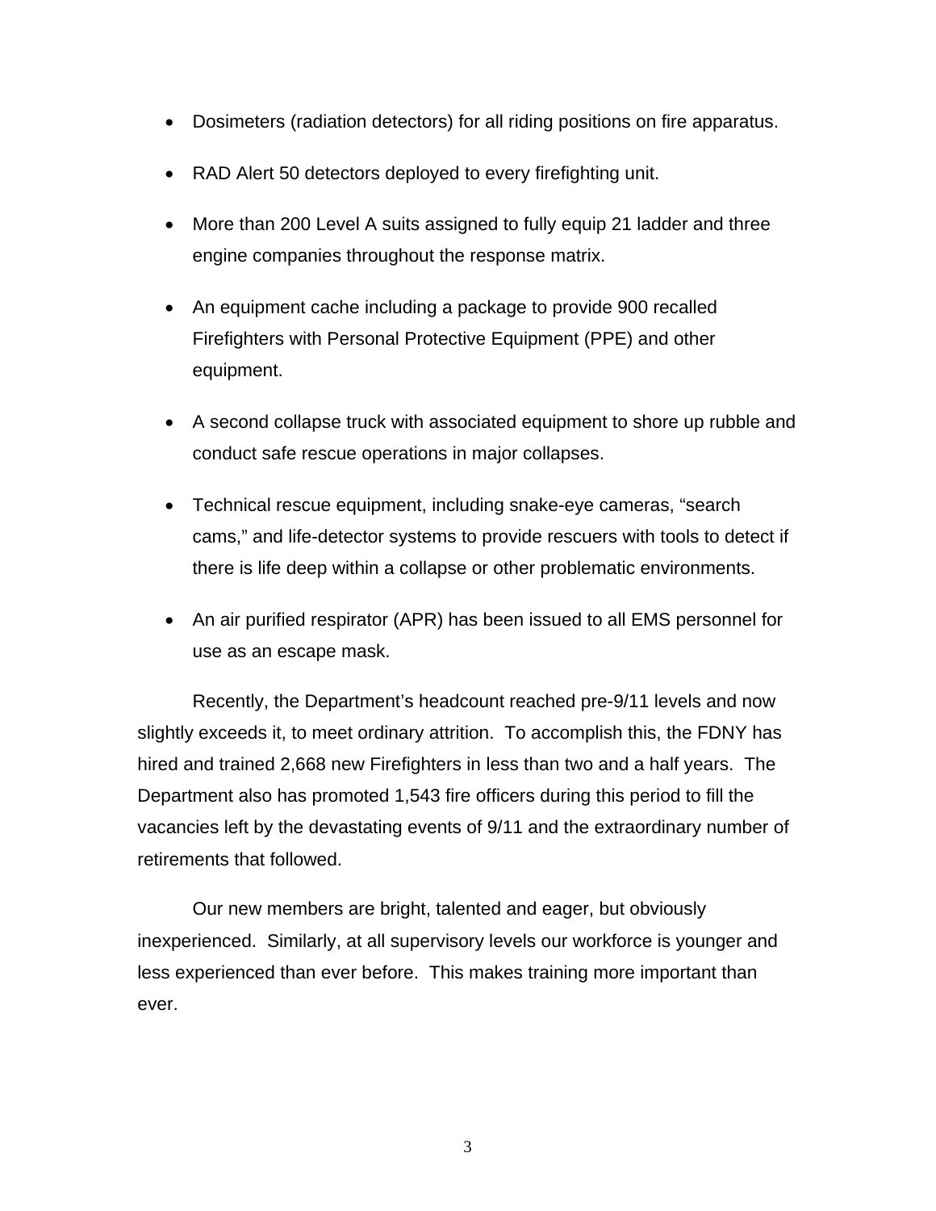- Dosimeters (radiation detectors) for all riding positions on fire apparatus.
- RAD Alert 50 detectors deployed to every firefighting unit.
- More than 200 Level A suits assigned to fully equip 21 ladder and three engine companies throughout the response matrix.
- An equipment cache including a package to provide 900 recalled Firefighters with Personal Protective Equipment (PPE) and other equipment.
- A second collapse truck with associated equipment to shore up rubble and conduct safe rescue operations in major collapses.
- Technical rescue equipment, including snake-eye cameras, "search cams," and life-detector systems to provide rescuers with tools to detect if there is life deep within a collapse or other problematic environments.
- An air purified respirator (APR) has been issued to all EMS personnel for use as an escape mask.

Recently, the Department's headcount reached pre-9/11 levels and now slightly exceeds it, to meet ordinary attrition. To accomplish this, the FDNY has hired and trained 2,668 new Firefighters in less than two and a half years. The Department also has promoted 1,543 fire officers during this period to fill the vacancies left by the devastating events of 9/11 and the extraordinary number of retirements that followed.

Our new members are bright, talented and eager, but obviously inexperienced. Similarly, at all supervisory levels our workforce is younger and less experienced than ever before. This makes training more important than ever.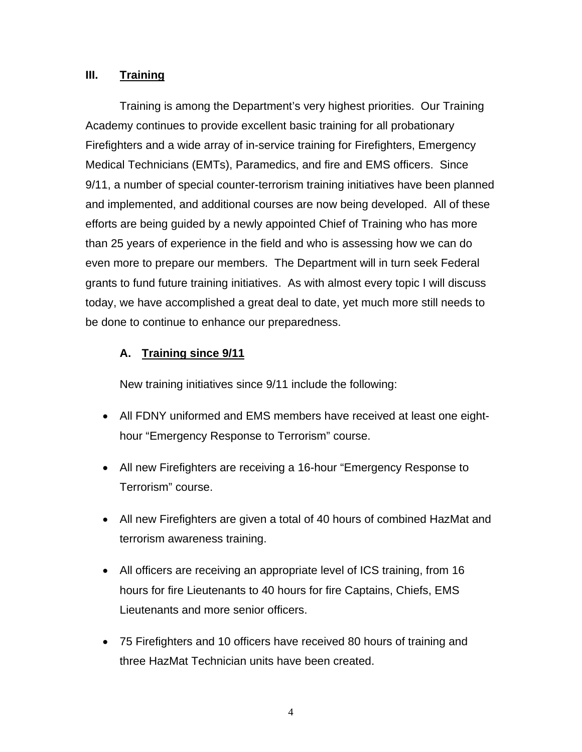## III. Training

Training is among the Department's very highest priorities. Our Training Academy continues to provide excellent basic training for all probationary Firefighters and a wide array of in-service training for Firefighters, Emergency Medical Technicians (EMTs), Paramedics, and fire and EMS officers. Since 9/11, a number of special counter-terrorism training initiatives have been planned and implemented, and additional courses are now being developed. All of these efforts are being guided by a newly appointed Chief of Training who has more than 25 years of experience in the field and who is assessing how we can do even more to prepare our members. The Department will in turn seek Federal grants to fund future training initiatives. As with almost every topic I will discuss today, we have accomplished a great deal to date, yet much more still needs to be done to continue to enhance our preparedness.

### A. Training since 9/11

New training initiatives since 9/11 include the following:

- All FDNY uniformed and EMS members have received at least one eight-hour "Emergency Response to Terrorism" course.
- All new Firefighters are receiving a 16-hour "Emergency Response to Terrorism" course.
- All new Firefighters are given a total of 40 hours of combined HazMat and terrorism awareness training.
- All officers are receiving an appropriate level of ICS training, from 16 hours for fire Lieutenants to 40 hours for fire Captains, Chiefs, EMS Lieutenants and more senior officers.
- 75 Firefighters and 10 officers have received 80 hours of training and three HazMat Technician units have been created.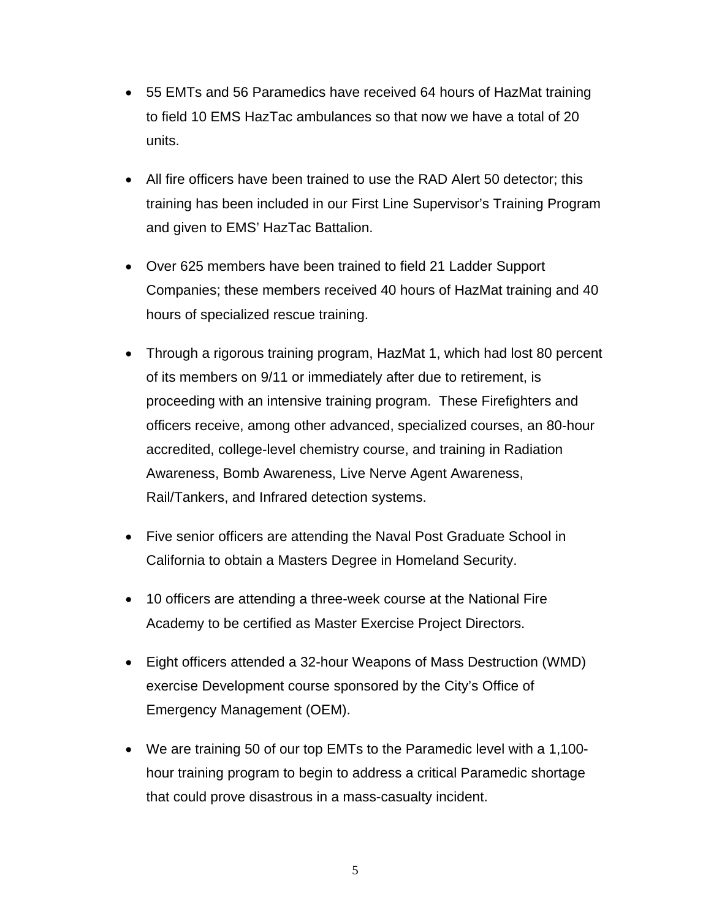- 55 EMTs and 56 Paramedics have received 64 hours of HazMat training to field 10 EMS HazTac ambulances so that now we have a total of 20 units.

- All fire officers have been trained to use the RAD Alert 50 detector; this training has been included in our First Line Supervisor's Training Program and given to EMS' HazTac Battalion.

- Over 625 members have been trained to field 21 Ladder Support Companies; these members received 40 hours of HazMat training and 40 hours of specialized rescue training.

- Through a rigorous training program, HazMat 1, which had lost 80 percent of its members on 9/11 or immediately after due to retirement, is proceeding with an intensive training program. These Firefighters and officers receive, among other advanced, specialized courses, an 80-hour accredited, college-level chemistry course, and training in Radiation Awareness, Bomb Awareness, Live Nerve Agent Awareness, Rail/Tankers, and Infrared detection systems.

- Five senior officers are attending the Naval Post Graduate School in California to obtain a Masters Degree in Homeland Security.

- 10 officers are attending a three-week course at the National Fire Academy to be certified as Master Exercise Project Directors.

- Eight officers attended a 32-hour Weapons of Mass Destruction (WMD) exercise Development course sponsored by the City's Office of Emergency Management (OEM).

- We are training 50 of our top EMTs to the Paramedic level with a 1,100-hour training program to begin to address a critical Paramedic shortage that could prove disastrous in a mass-casualty incident.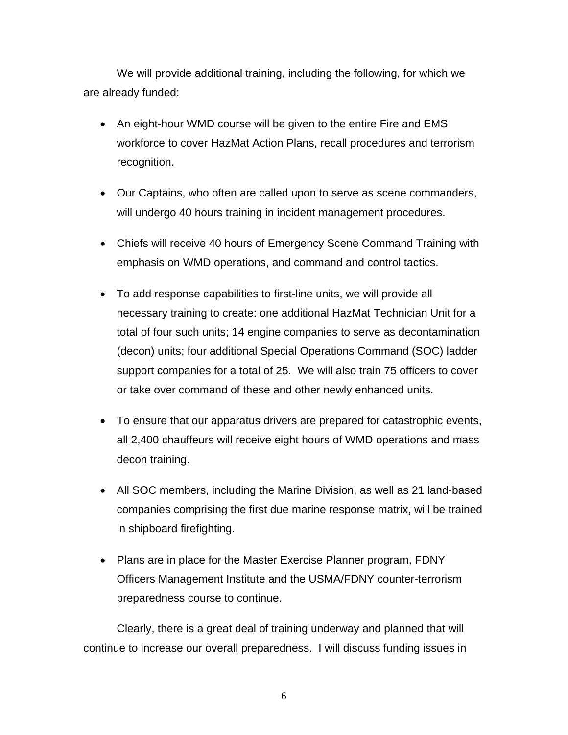We will provide additional training, including the following, for which we are already funded:

- An eight-hour WMD course will be given to the entire Fire and EMS workforce to cover HazMat Action Plans, recall procedures and terrorism recognition.

- Our Captains, who often are called upon to serve as scene commanders, will undergo 40 hours training in incident management procedures.

- Chiefs will receive 40 hours of Emergency Scene Command Training with emphasis on WMD operations, and command and control tactics.

- To add response capabilities to first-line units, we will provide all necessary training to create: one additional HazMat Technician Unit for a total of four such units; 14 engine companies to serve as decontamination (decon) units; four additional Special Operations Command (SOC) ladder support companies for a total of 25. We will also train 75 officers to cover or take over command of these and other newly enhanced units.

- To ensure that our apparatus drivers are prepared for catastrophic events, all 2,400 chauffeurs will receive eight hours of WMD operations and mass decon training.

- All SOC members, including the Marine Division, as well as 21 land-based companies comprising the first due marine response matrix, will be trained in shipboard firefighting.

- Plans are in place for the Master Exercise Planner program, FDNY Officers Management Institute and the USMA/FDNY counter-terrorism preparedness course to continue.

Clearly, there is a great deal of training underway and planned that will continue to increase our overall preparedness. I will discuss funding issues in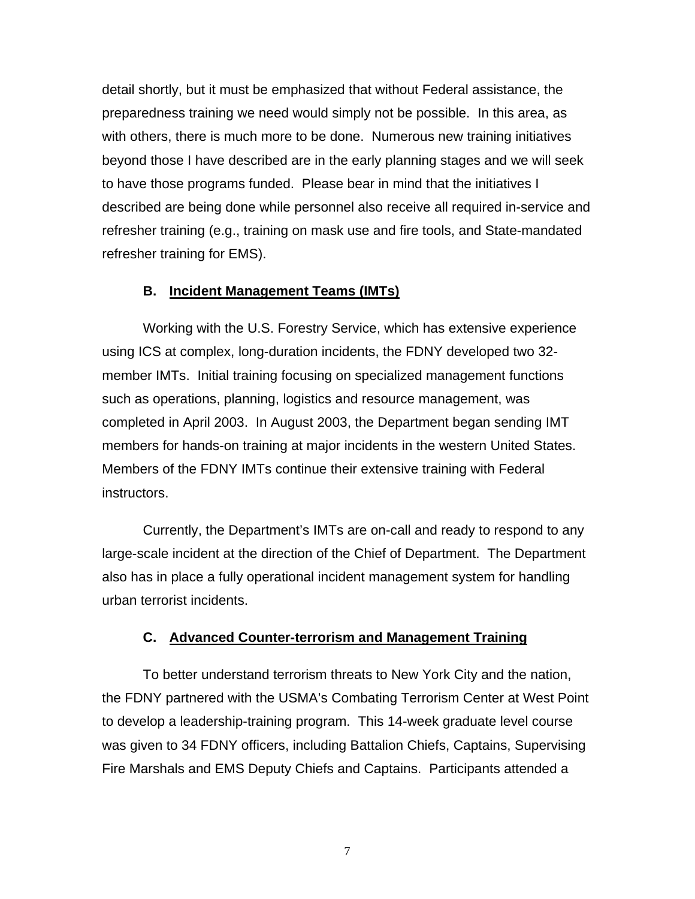detail shortly, but it must be emphasized that without Federal assistance, the preparedness training we need would simply not be possible. In this area, as with others, there is much more to be done. Numerous new training initiatives beyond those I have described are in the early planning stages and we will seek to have those programs funded. Please bear in mind that the initiatives I described are being done while personnel also receive all required in-service and refresher training (e.g., training on mask use and fire tools, and State-mandated refresher training for EMS).

### B. Incident Management Teams (IMTs)

Working with the U.S. Forestry Service, which has extensive experience using ICS at complex, long-duration incidents, the FDNY developed two 32-member IMTs. Initial training focusing on specialized management functions such as operations, planning, logistics and resource management, was completed in April 2003. In August 2003, the Department began sending IMT members for hands-on training at major incidents in the western United States. Members of the FDNY IMTs continue their extensive training with Federal instructors.

Currently, the Department's IMTs are on-call and ready to respond to any large-scale incident at the direction of the Chief of Department. The Department also has in place a fully operational incident management system for handling urban terrorist incidents.

### C. Advanced Counter-terrorism and Management Training

To better understand terrorism threats to New York City and the nation, the FDNY partnered with the USMA's Combating Terrorism Center at West Point to develop a leadership-training program. This 14-week graduate level course was given to 34 FDNY officers, including Battalion Chiefs, Captains, Supervising Fire Marshals and EMS Deputy Chiefs and Captains. Participants attended a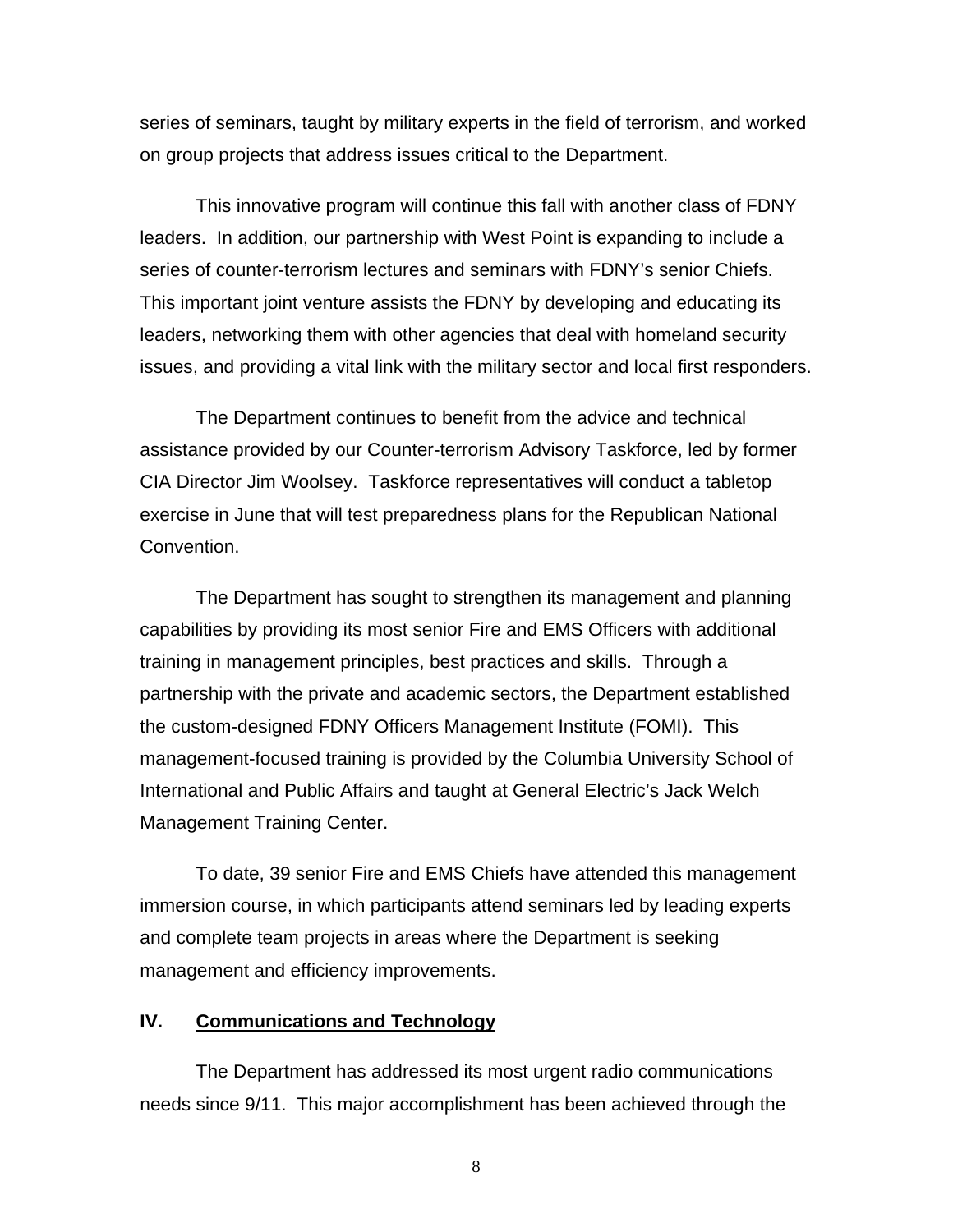series of seminars, taught by military experts in the field of terrorism, and worked on group projects that address issues critical to the Department.

This innovative program will continue this fall with another class of FDNY leaders. In addition, our partnership with West Point is expanding to include a series of counter-terrorism lectures and seminars with FDNY's senior Chiefs. This important joint venture assists the FDNY by developing and educating its leaders, networking them with other agencies that deal with homeland security issues, and providing a vital link with the military sector and local first responders.

The Department continues to benefit from the advice and technical assistance provided by our Counter-terrorism Advisory Taskforce, led by former CIA Director Jim Woolsey. Taskforce representatives will conduct a tabletop exercise in June that will test preparedness plans for the Republican National Convention.

The Department has sought to strengthen its management and planning capabilities by providing its most senior Fire and EMS Officers with additional training in management principles, best practices and skills. Through a partnership with the private and academic sectors, the Department established the custom-designed FDNY Officers Management Institute (FOMI). This management-focused training is provided by the Columbia University School of International and Public Affairs and taught at General Electric's Jack Welch Management Training Center.

To date, 39 senior Fire and EMS Chiefs have attended this management immersion course, in which participants attend seminars led by leading experts and complete team projects in areas where the Department is seeking management and efficiency improvements.

## IV. Communications and Technology

The Department has addressed its most urgent radio communications needs since 9/11. This major accomplishment has been achieved through the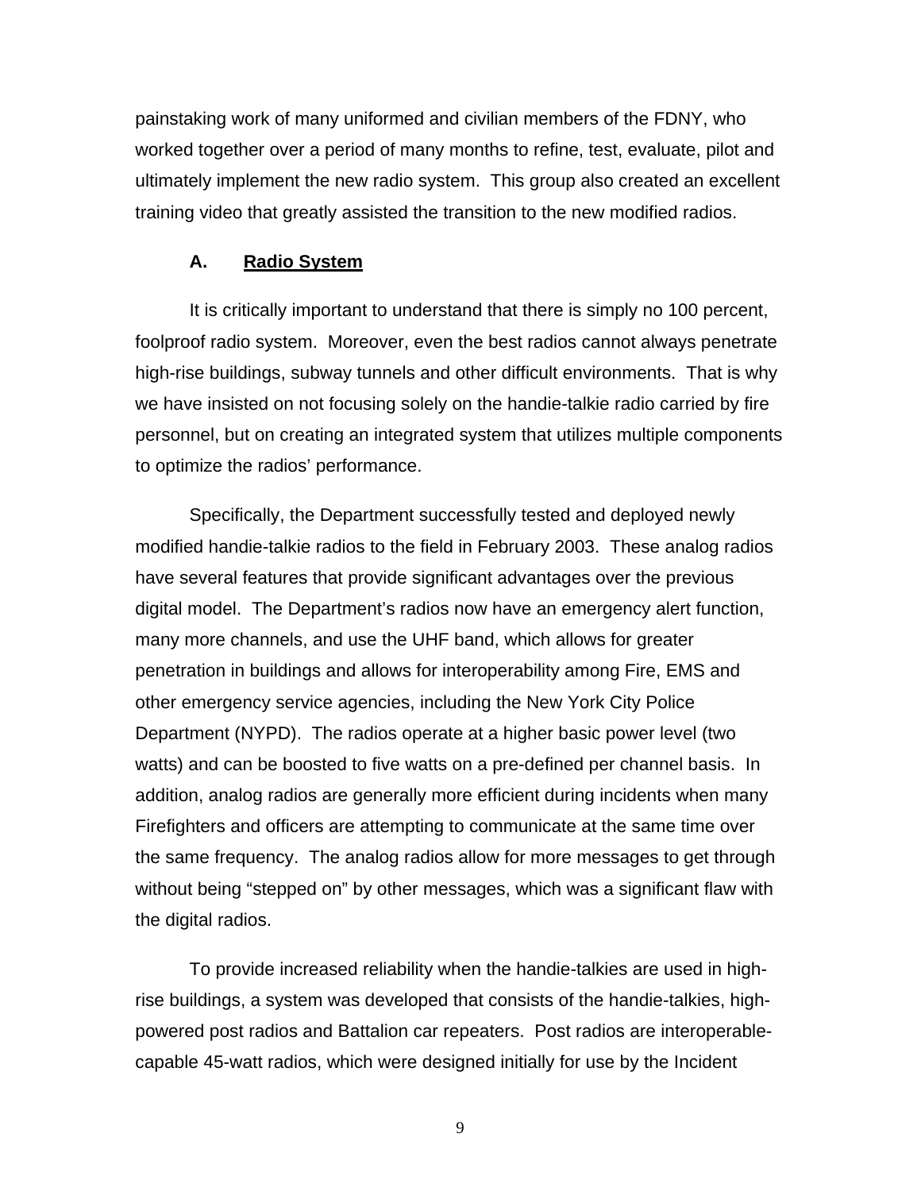painstaking work of many uniformed and civilian members of the FDNY, who worked together over a period of many months to refine, test, evaluate, pilot and ultimately implement the new radio system. This group also created an excellent training video that greatly assisted the transition to the new modified radios.

### A. Radio System

It is critically important to understand that there is simply no 100 percent, foolproof radio system. Moreover, even the best radios cannot always penetrate high-rise buildings, subway tunnels and other difficult environments. That is why we have insisted on not focusing solely on the handie-talkie radio carried by fire personnel, but on creating an integrated system that utilizes multiple components to optimize the radios' performance.

Specifically, the Department successfully tested and deployed newly modified handie-talkie radios to the field in February 2003. These analog radios have several features that provide significant advantages over the previous digital model. The Department's radios now have an emergency alert function, many more channels, and use the UHF band, which allows for greater penetration in buildings and allows for interoperability among Fire, EMS and other emergency service agencies, including the New York City Police Department (NYPD). The radios operate at a higher basic power level (two watts) and can be boosted to five watts on a pre-defined per channel basis. In addition, analog radios are generally more efficient during incidents when many Firefighters and officers are attempting to communicate at the same time over the same frequency. The analog radios allow for more messages to get through without being "stepped on" by other messages, which was a significant flaw with the digital radios.

To provide increased reliability when the handie-talkies are used in high-rise buildings, a system was developed that consists of the handie-talkies, high-powered post radios and Battalion car repeaters. Post radios are interoperable-capable 45-watt radios, which were designed initially for use by the Incident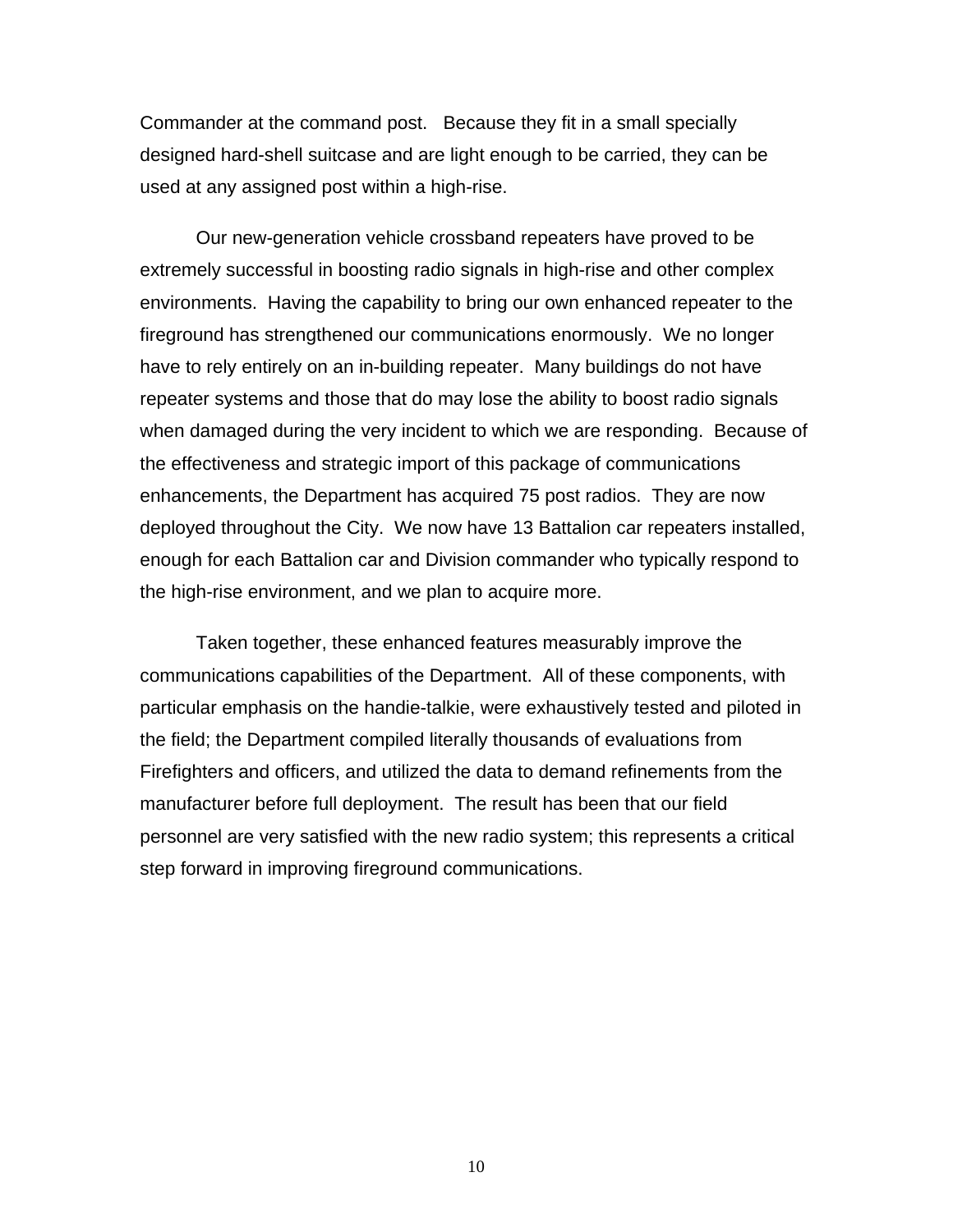Commander at the command post. Because they fit in a small specially designed hard-shell suitcase and are light enough to be carried, they can be used at any assigned post within a high-rise.

Our new-generation vehicle crossband repeaters have proved to be extremely successful in boosting radio signals in high-rise and other complex environments. Having the capability to bring our own enhanced repeater to the fireground has strengthened our communications enormously. We no longer have to rely entirely on an in-building repeater. Many buildings do not have repeater systems and those that do may lose the ability to boost radio signals when damaged during the very incident to which we are responding. Because of the effectiveness and strategic import of this package of communications enhancements, the Department has acquired 75 post radios. They are now deployed throughout the City. We now have 13 Battalion car repeaters installed, enough for each Battalion car and Division commander who typically respond to the high-rise environment, and we plan to acquire more.

Taken together, these enhanced features measurably improve the communications capabilities of the Department. All of these components, with particular emphasis on the handie-talkie, were exhaustively tested and piloted in the field; the Department compiled literally thousands of evaluations from Firefighters and officers, and utilized the data to demand refinements from the manufacturer before full deployment. The result has been that our field personnel are very satisfied with the new radio system; this represents a critical step forward in improving fireground communications.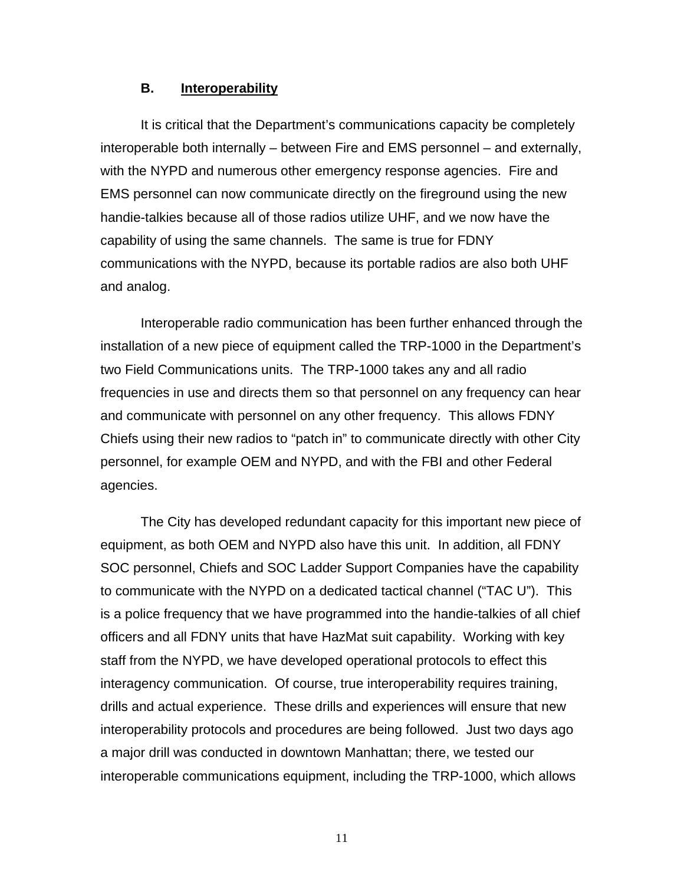### B. **Interoperability**

It is critical that the Department's communications capacity be completely interoperable both internally – between Fire and EMS personnel – and externally, with the NYPD and numerous other emergency response agencies. Fire and EMS personnel can now communicate directly on the fireground using the new handie-talkies because all of those radios utilize UHF, and we now have the capability of using the same channels. The same is true for FDNY communications with the NYPD, because its portable radios are also both UHF and analog.

Interoperable radio communication has been further enhanced through the installation of a new piece of equipment called the TRP-1000 in the Department's two Field Communications units. The TRP-1000 takes any and all radio frequencies in use and directs them so that personnel on any frequency can hear and communicate with personnel on any other frequency. This allows FDNY Chiefs using their new radios to "patch in" to communicate directly with other City personnel, for example OEM and NYPD, and with the FBI and other Federal agencies.

The City has developed redundant capacity for this important new piece of equipment, as both OEM and NYPD also have this unit. In addition, all FDNY SOC personnel, Chiefs and SOC Ladder Support Companies have the capability to communicate with the NYPD on a dedicated tactical channel ("TAC U"). This is a police frequency that we have programmed into the handie-talkies of all chief officers and all FDNY units that have HazMat suit capability. Working with key staff from the NYPD, we have developed operational protocols to effect this interagency communication. Of course, true interoperability requires training, drills and actual experience. These drills and experiences will ensure that new interoperability protocols and procedures are being followed. Just two days ago a major drill was conducted in downtown Manhattan; there, we tested our interoperable communications equipment, including the TRP-1000, which allows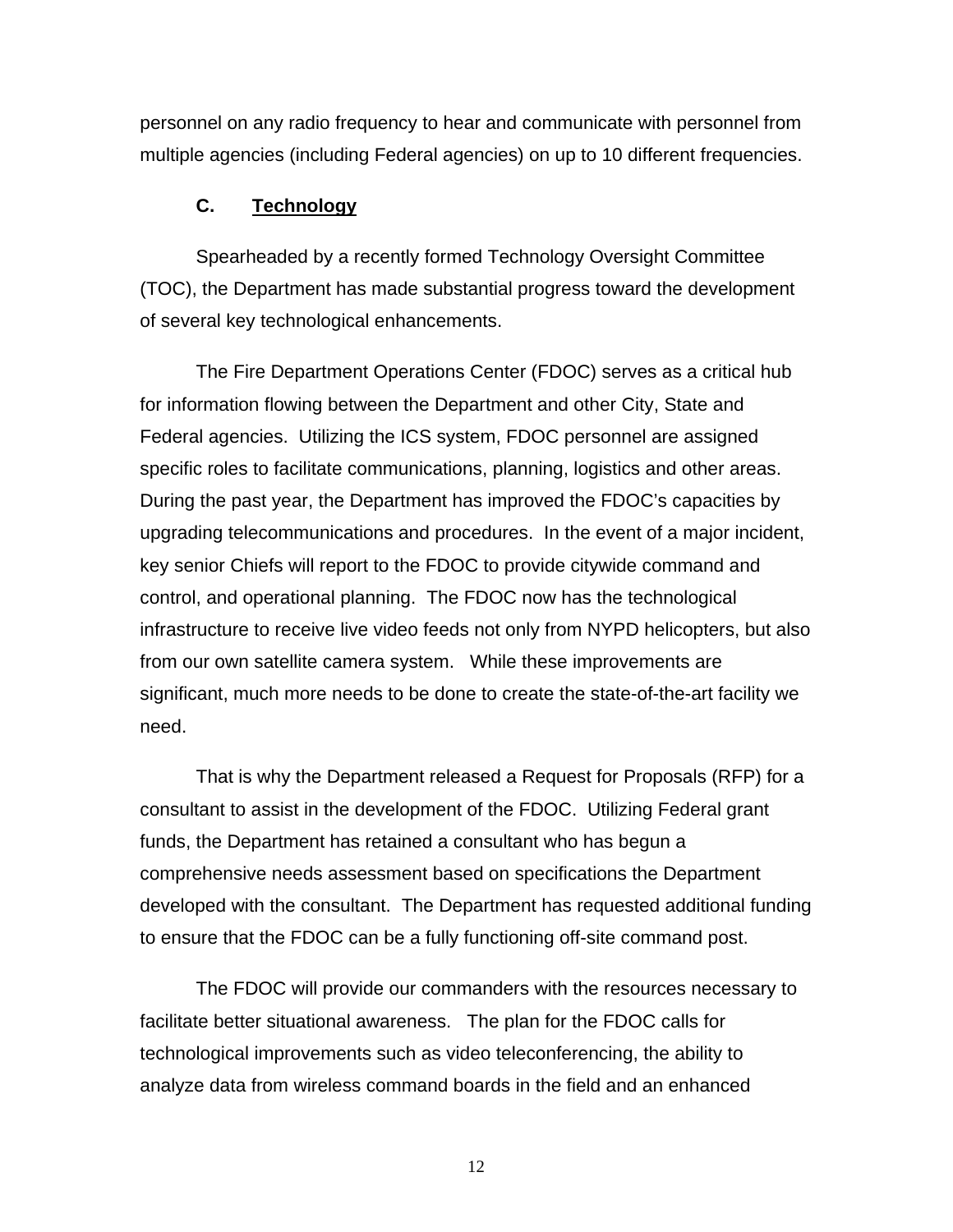personnel on any radio frequency to hear and communicate with personnel from multiple agencies (including Federal agencies) on up to 10 different frequencies.

### C. Technology

Spearheaded by a recently formed Technology Oversight Committee (TOC), the Department has made substantial progress toward the development of several key technological enhancements.

The Fire Department Operations Center (FDOC) serves as a critical hub for information flowing between the Department and other City, State and Federal agencies. Utilizing the ICS system, FDOC personnel are assigned specific roles to facilitate communications, planning, logistics and other areas. During the past year, the Department has improved the FDOC's capacities by upgrading telecommunications and procedures. In the event of a major incident, key senior Chiefs will report to the FDOC to provide citywide command and control, and operational planning. The FDOC now has the technological infrastructure to receive live video feeds not only from NYPD helicopters, but also from our own satellite camera system. While these improvements are significant, much more needs to be done to create the state-of-the-art facility we need.

That is why the Department released a Request for Proposals (RFP) for a consultant to assist in the development of the FDOC. Utilizing Federal grant funds, the Department has retained a consultant who has begun a comprehensive needs assessment based on specifications the Department developed with the consultant. The Department has requested additional funding to ensure that the FDOC can be a fully functioning off-site command post.

The FDOC will provide our commanders with the resources necessary to facilitate better situational awareness. The plan for the FDOC calls for technological improvements such as video teleconferencing, the ability to analyze data from wireless command boards in the field and an enhanced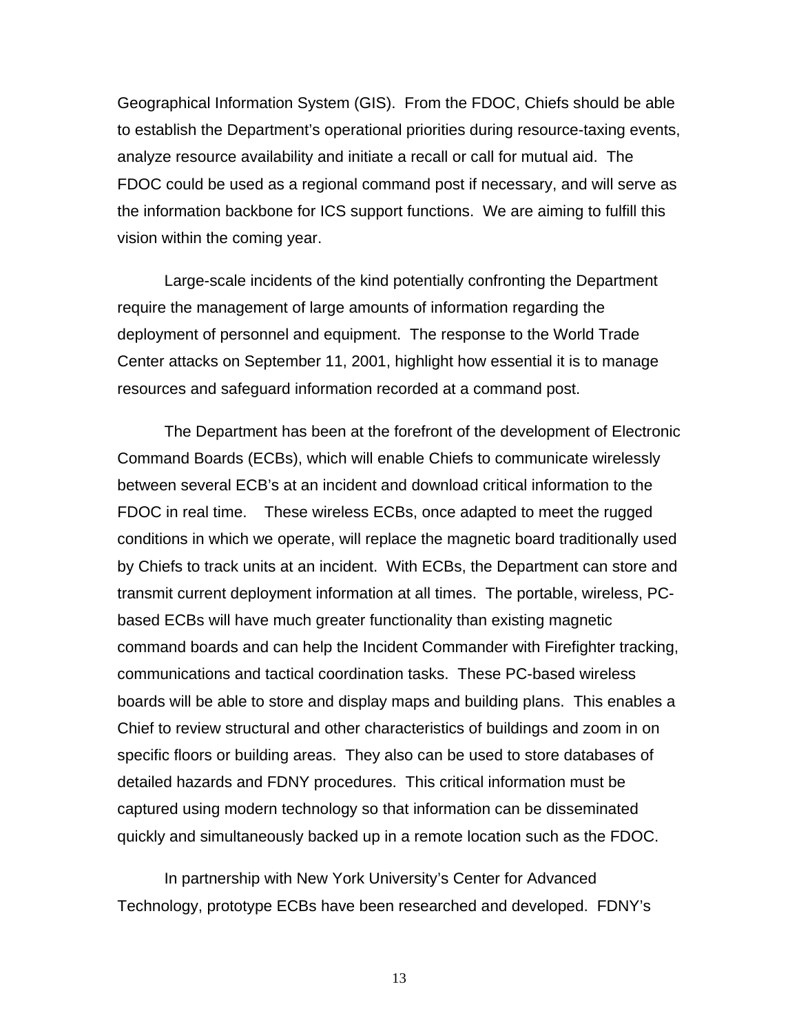Geographical Information System (GIS). From the FDOC, Chiefs should be able to establish the Department's operational priorities during resource-taxing events, analyze resource availability and initiate a recall or call for mutual aid. The FDOC could be used as a regional command post if necessary, and will serve as the information backbone for ICS support functions. We are aiming to fulfill this vision within the coming year.

Large-scale incidents of the kind potentially confronting the Department require the management of large amounts of information regarding the deployment of personnel and equipment. The response to the World Trade Center attacks on September 11, 2001, highlight how essential it is to manage resources and safeguard information recorded at a command post.

The Department has been at the forefront of the development of Electronic Command Boards (ECBs), which will enable Chiefs to communicate wirelessly between several ECB's at an incident and download critical information to the FDOC in real time. These wireless ECBs, once adapted to meet the rugged conditions in which we operate, will replace the magnetic board traditionally used by Chiefs to track units at an incident. With ECBs, the Department can store and transmit current deployment information at all times. The portable, wireless, PC-based ECBs will have much greater functionality than existing magnetic command boards and can help the Incident Commander with Firefighter tracking, communications and tactical coordination tasks. These PC-based wireless boards will be able to store and display maps and building plans. This enables a Chief to review structural and other characteristics of buildings and zoom in on specific floors or building areas. They also can be used to store databases of detailed hazards and FDNY procedures. This critical information must be captured using modern technology so that information can be disseminated quickly and simultaneously backed up in a remote location such as the FDOC.

In partnership with New York University's Center for Advanced Technology, prototype ECBs have been researched and developed. FDNY's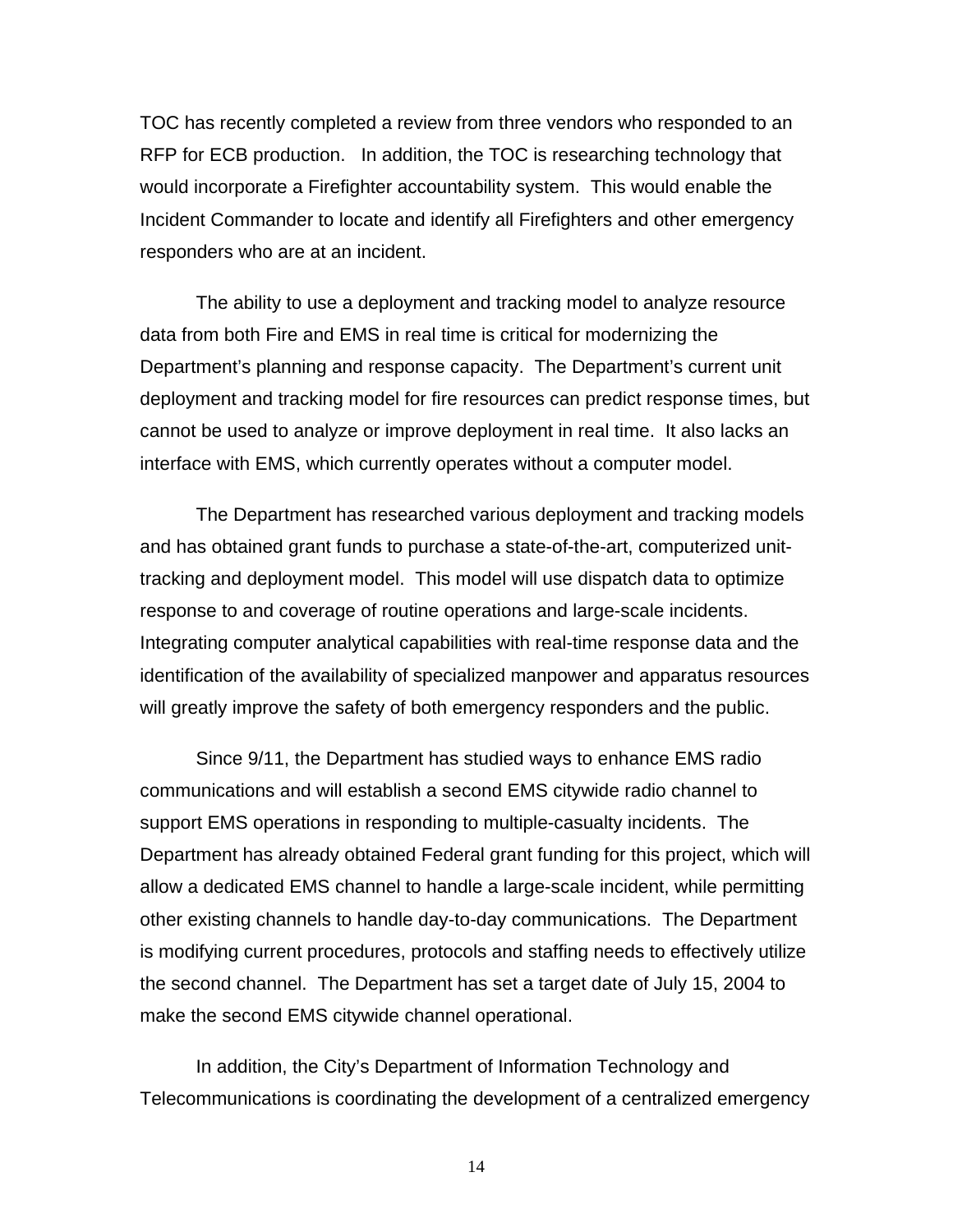TOC has recently completed a review from three vendors who responded to an RFP for ECB production.  In addition, the TOC is researching technology that would incorporate a Firefighter accountability system.  This would enable the Incident Commander to locate and identify all Firefighters and other emergency responders who are at an incident.

The ability to use a deployment and tracking model to analyze resource data from both Fire and EMS in real time is critical for modernizing the Department's planning and response capacity.  The Department's current unit deployment and tracking model for fire resources can predict response times, but cannot be used to analyze or improve deployment in real time.  It also lacks an interface with EMS, which currently operates without a computer model.

The Department has researched various deployment and tracking models and has obtained grant funds to purchase a state-of-the-art, computerized unit-tracking and deployment model.  This model will use dispatch data to optimize response to and coverage of routine operations and large-scale incidents. Integrating computer analytical capabilities with real-time response data and the identification of the availability of specialized manpower and apparatus resources will greatly improve the safety of both emergency responders and the public.

Since 9/11, the Department has studied ways to enhance EMS radio communications and will establish a second EMS citywide radio channel to support EMS operations in responding to multiple-casualty incidents.  The Department has already obtained Federal grant funding for this project, which will allow a dedicated EMS channel to handle a large-scale incident, while permitting other existing channels to handle day-to-day communications.  The Department is modifying current procedures, protocols and staffing needs to effectively utilize the second channel.  The Department has set a target date of July 15, 2004 to make the second EMS citywide channel operational.

In addition, the City's Department of Information Technology and Telecommunications is coordinating the development of a centralized emergency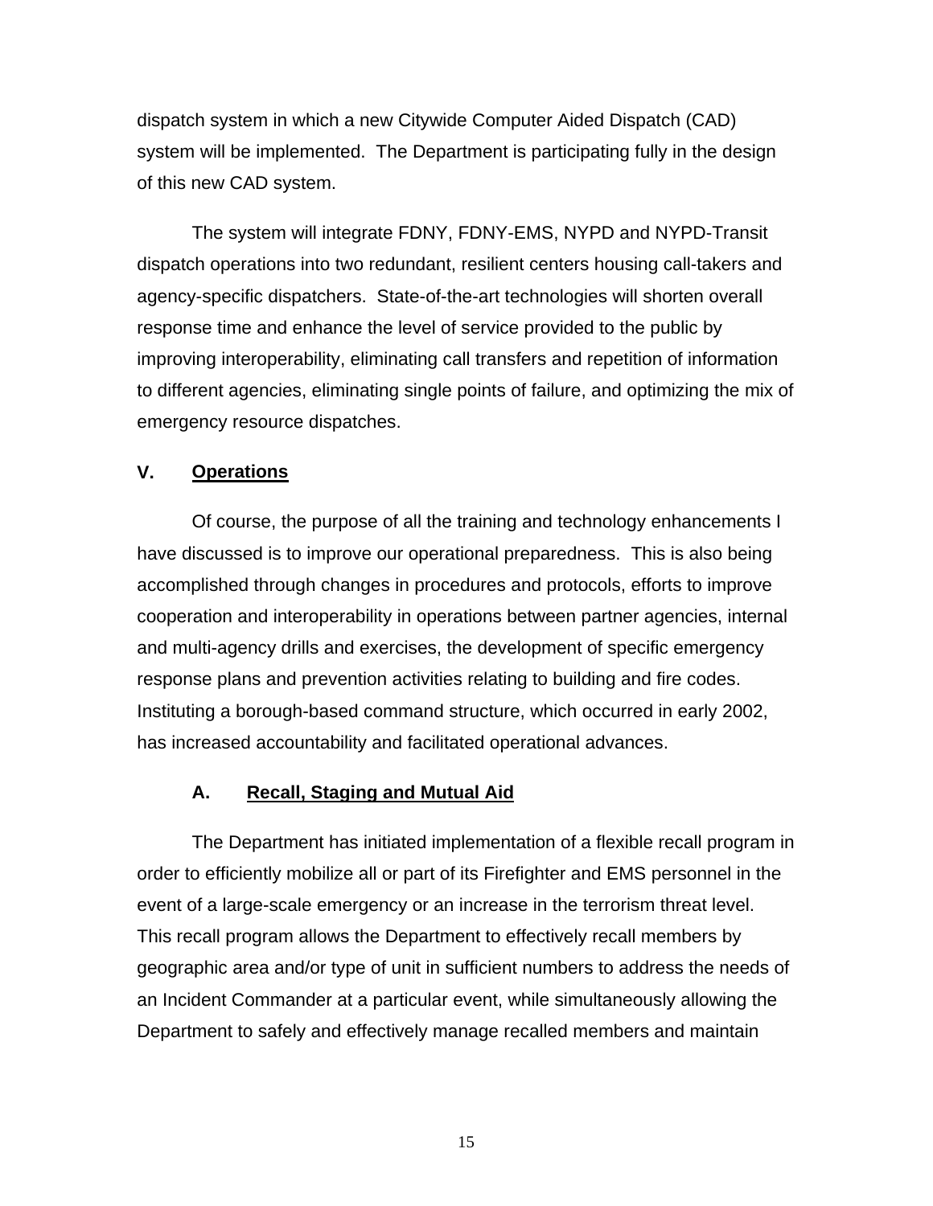dispatch system in which a new Citywide Computer Aided Dispatch (CAD) system will be implemented. The Department is participating fully in the design of this new CAD system.

The system will integrate FDNY, FDNY-EMS, NYPD and NYPD-Transit dispatch operations into two redundant, resilient centers housing call-takers and agency-specific dispatchers. State-of-the-art technologies will shorten overall response time and enhance the level of service provided to the public by improving interoperability, eliminating call transfers and repetition of information to different agencies, eliminating single points of failure, and optimizing the mix of emergency resource dispatches.

## V. <u>Operations</u>

Of course, the purpose of all the training and technology enhancements I have discussed is to improve our operational preparedness. This is also being accomplished through changes in procedures and protocols, efforts to improve cooperation and interoperability in operations between partner agencies, internal and multi-agency drills and exercises, the development of specific emergency response plans and prevention activities relating to building and fire codes. Instituting a borough-based command structure, which occurred in early 2002, has increased accountability and facilitated operational advances.

### A. <u>Recall, Staging and Mutual Aid</u>

The Department has initiated implementation of a flexible recall program in order to efficiently mobilize all or part of its Firefighter and EMS personnel in the event of a large-scale emergency or an increase in the terrorism threat level. This recall program allows the Department to effectively recall members by geographic area and/or type of unit in sufficient numbers to address the needs of an Incident Commander at a particular event, while simultaneously allowing the Department to safely and effectively manage recalled members and maintain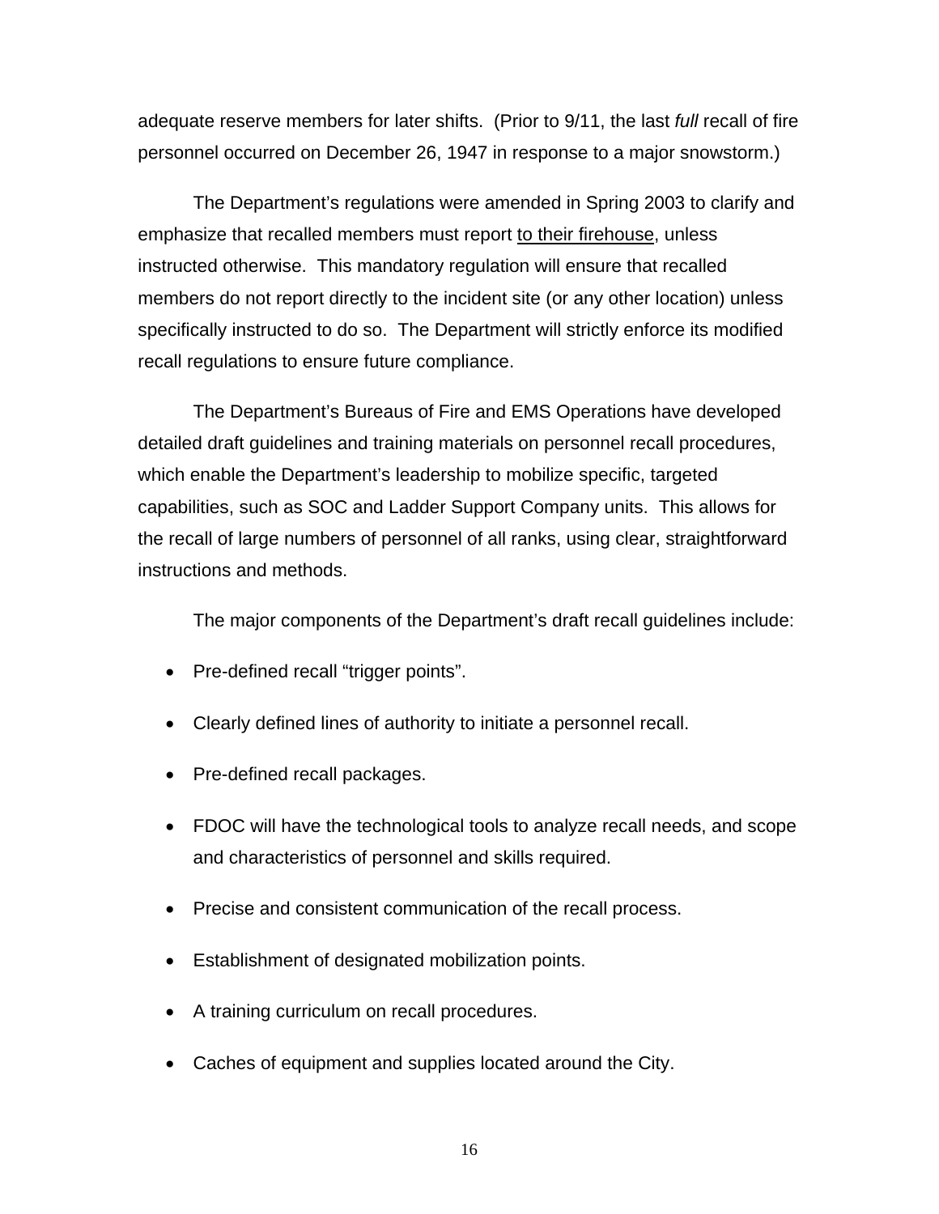adequate reserve members for later shifts. (Prior to 9/11, the last *full* recall of fire personnel occurred on December 26, 1947 in response to a major snowstorm.)

The Department's regulations were amended in Spring 2003 to clarify and emphasize that recalled members must report <u>to their firehouse</u>, unless instructed otherwise. This mandatory regulation will ensure that recalled members do not report directly to the incident site (or any other location) unless specifically instructed to do so. The Department will strictly enforce its modified recall regulations to ensure future compliance.

The Department's Bureaus of Fire and EMS Operations have developed detailed draft guidelines and training materials on personnel recall procedures, which enable the Department's leadership to mobilize specific, targeted capabilities, such as SOC and Ladder Support Company units. This allows for the recall of large numbers of personnel of all ranks, using clear, straightforward instructions and methods.

The major components of the Department's draft recall guidelines include:

- Pre-defined recall "trigger points".
- Clearly defined lines of authority to initiate a personnel recall.
- Pre-defined recall packages.
- FDOC will have the technological tools to analyze recall needs, and scope and characteristics of personnel and skills required.
- Precise and consistent communication of the recall process.
- Establishment of designated mobilization points.
- A training curriculum on recall procedures.
- Caches of equipment and supplies located around the City.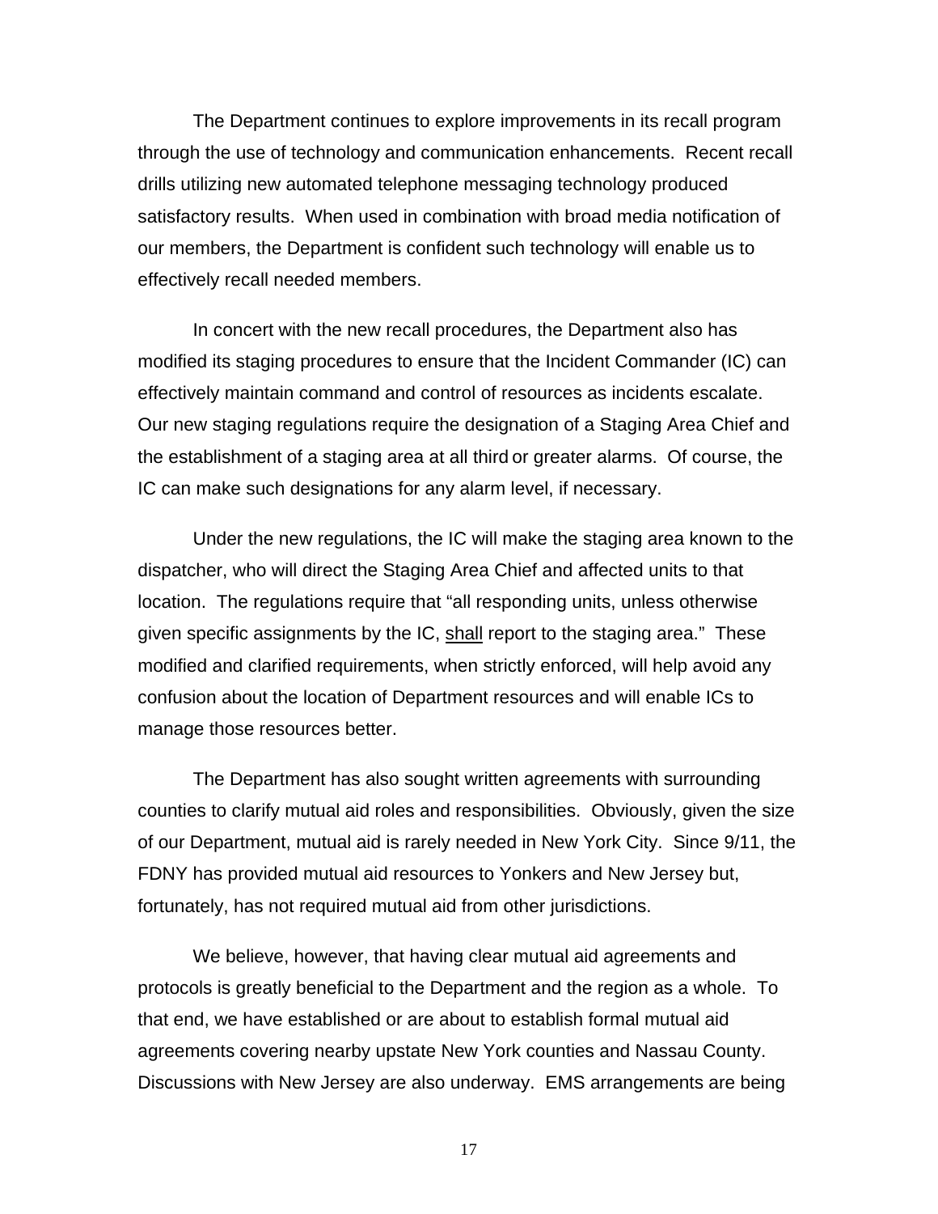The Department continues to explore improvements in its recall program through the use of technology and communication enhancements. Recent recall drills utilizing new automated telephone messaging technology produced satisfactory results. When used in combination with broad media notification of our members, the Department is confident such technology will enable us to effectively recall needed members.

In concert with the new recall procedures, the Department also has modified its staging procedures to ensure that the Incident Commander (IC) can effectively maintain command and control of resources as incidents escalate. Our new staging regulations require the designation of a Staging Area Chief and the establishment of a staging area at all third or greater alarms. Of course, the IC can make such designations for any alarm level, if necessary.

Under the new regulations, the IC will make the staging area known to the dispatcher, who will direct the Staging Area Chief and affected units to that location. The regulations require that "all responding units, unless otherwise given specific assignments by the IC, <u>shall</u> report to the staging area." These modified and clarified requirements, when strictly enforced, will help avoid any confusion about the location of Department resources and will enable ICs to manage those resources better.

The Department has also sought written agreements with surrounding counties to clarify mutual aid roles and responsibilities. Obviously, given the size of our Department, mutual aid is rarely needed in New York City. Since 9/11, the FDNY has provided mutual aid resources to Yonkers and New Jersey but, fortunately, has not required mutual aid from other jurisdictions.

We believe, however, that having clear mutual aid agreements and protocols is greatly beneficial to the Department and the region as a whole. To that end, we have established or are about to establish formal mutual aid agreements covering nearby upstate New York counties and Nassau County. Discussions with New Jersey are also underway. EMS arrangements are being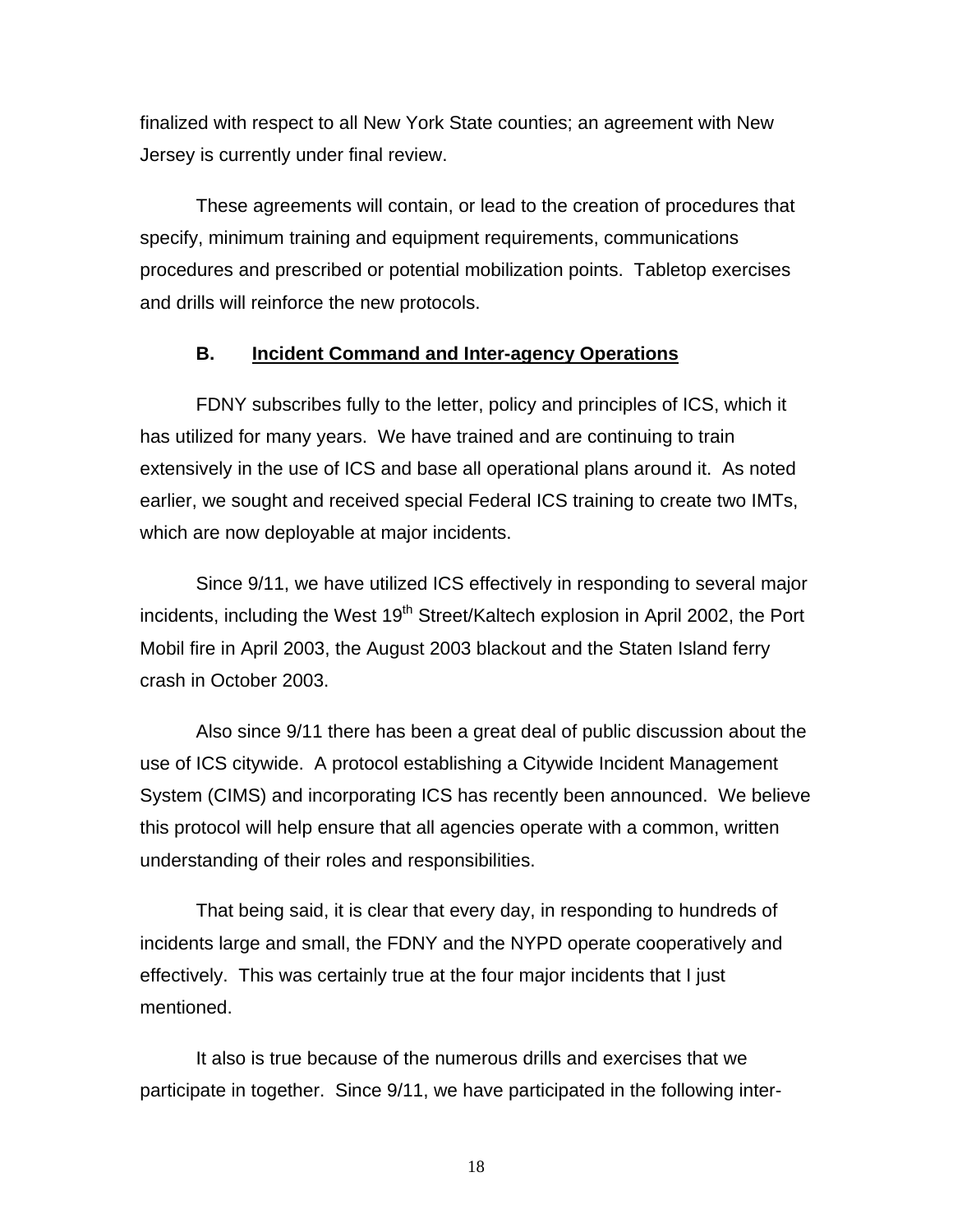finalized with respect to all New York State counties; an agreement with New Jersey is currently under final review.

These agreements will contain, or lead to the creation of procedures that specify, minimum training and equipment requirements, communications procedures and prescribed or potential mobilization points. Tabletop exercises and drills will reinforce the new protocols.

### B. <u>Incident Command and Inter-agency Operations</u>

FDNY subscribes fully to the letter, policy and principles of ICS, which it has utilized for many years. We have trained and are continuing to train extensively in the use of ICS and base all operational plans around it. As noted earlier, we sought and received special Federal ICS training to create two IMTs, which are now deployable at major incidents.

Since 9/11, we have utilized ICS effectively in responding to several major incidents, including the West 19th Street/Kaltech explosion in April 2002, the Port Mobil fire in April 2003, the August 2003 blackout and the Staten Island ferry crash in October 2003.

Also since 9/11 there has been a great deal of public discussion about the use of ICS citywide. A protocol establishing a Citywide Incident Management System (CIMS) and incorporating ICS has recently been announced. We believe this protocol will help ensure that all agencies operate with a common, written understanding of their roles and responsibilities.

That being said, it is clear that every day, in responding to hundreds of incidents large and small, the FDNY and the NYPD operate cooperatively and effectively. This was certainly true at the four major incidents that I just mentioned.

It also is true because of the numerous drills and exercises that we participate in together. Since 9/11, we have participated in the following inter-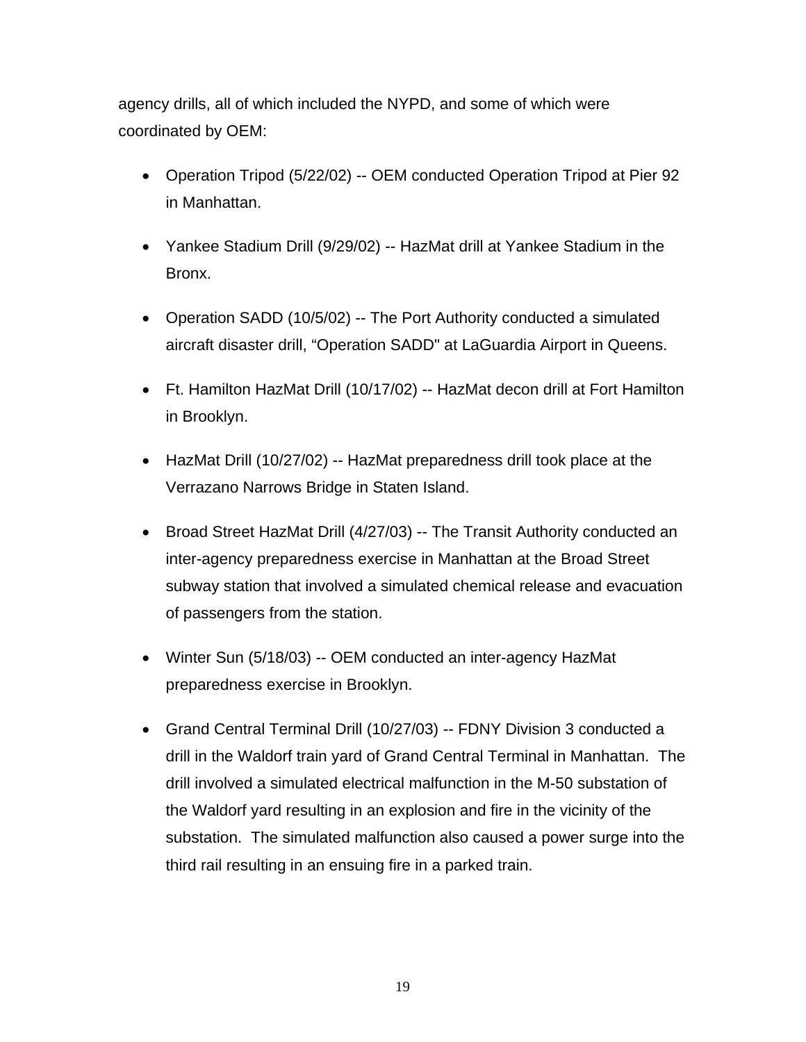agency drills, all of which included the NYPD, and some of which were coordinated by OEM:

- Operation Tripod (5/22/02) -- OEM conducted Operation Tripod at Pier 92 in Manhattan.
- Yankee Stadium Drill (9/29/02) -- HazMat drill at Yankee Stadium in the Bronx.
- Operation SADD (10/5/02) -- The Port Authority conducted a simulated aircraft disaster drill, “Operation SADD" at LaGuardia Airport in Queens.
- Ft. Hamilton HazMat Drill (10/17/02) -- HazMat decon drill at Fort Hamilton in Brooklyn.
- HazMat Drill (10/27/02) -- HazMat preparedness drill took place at the Verrazano Narrows Bridge in Staten Island.
- Broad Street HazMat Drill (4/27/03) -- The Transit Authority conducted an inter-agency preparedness exercise in Manhattan at the Broad Street subway station that involved a simulated chemical release and evacuation of passengers from the station.
- Winter Sun (5/18/03) -- OEM conducted an inter-agency HazMat preparedness exercise in Brooklyn.
- Grand Central Terminal Drill (10/27/03) -- FDNY Division 3 conducted a drill in the Waldorf train yard of Grand Central Terminal in Manhattan. The drill involved a simulated electrical malfunction in the M-50 substation of the Waldorf yard resulting in an explosion and fire in the vicinity of the substation. The simulated malfunction also caused a power surge into the third rail resulting in an ensuing fire in a parked train.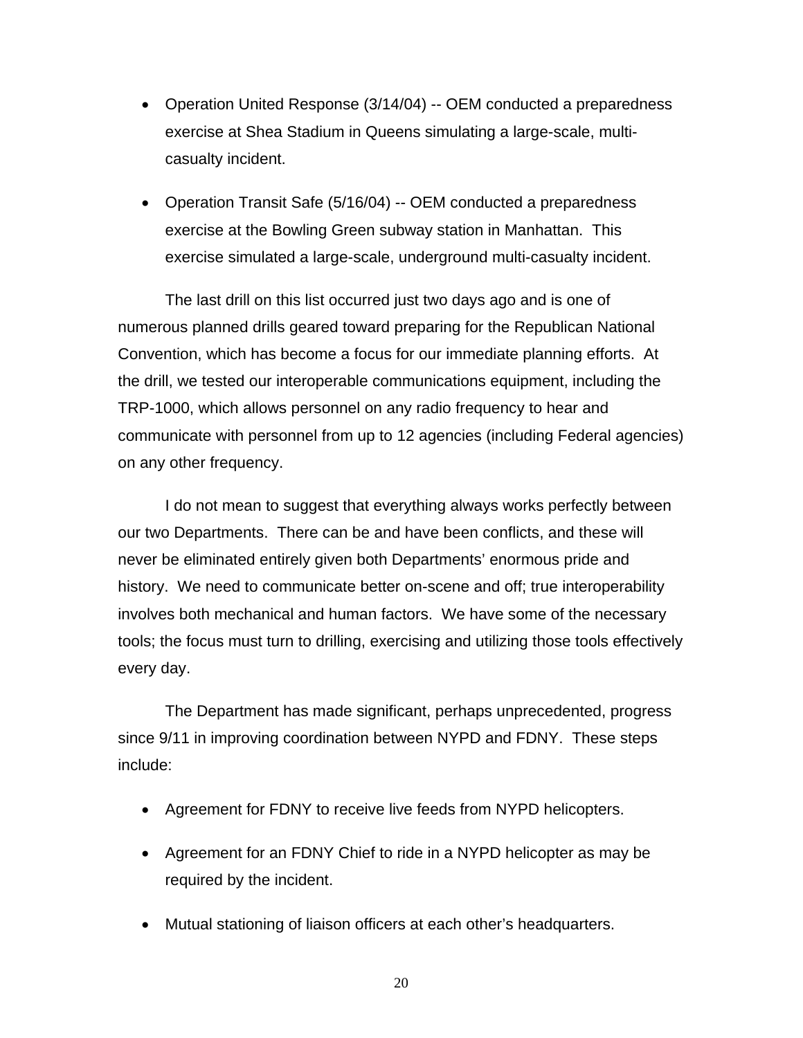- Operation United Response (3/14/04) -- OEM conducted a preparedness exercise at Shea Stadium in Queens simulating a large-scale, multi-casualty incident.

- Operation Transit Safe (5/16/04) -- OEM conducted a preparedness exercise at the Bowling Green subway station in Manhattan. This exercise simulated a large-scale, underground multi-casualty incident.

The last drill on this list occurred just two days ago and is one of numerous planned drills geared toward preparing for the Republican National Convention, which has become a focus for our immediate planning efforts. At the drill, we tested our interoperable communications equipment, including the TRP-1000, which allows personnel on any radio frequency to hear and communicate with personnel from up to 12 agencies (including Federal agencies) on any other frequency.

I do not mean to suggest that everything always works perfectly between our two Departments. There can be and have been conflicts, and these will never be eliminated entirely given both Departments' enormous pride and history. We need to communicate better on-scene and off; true interoperability involves both mechanical and human factors. We have some of the necessary tools; the focus must turn to drilling, exercising and utilizing those tools effectively every day.

The Department has made significant, perhaps unprecedented, progress since 9/11 in improving coordination between NYPD and FDNY. These steps include:

- Agreement for FDNY to receive live feeds from NYPD helicopters.

- Agreement for an FDNY Chief to ride in a NYPD helicopter as may be required by the incident.

- Mutual stationing of liaison officers at each other's headquarters.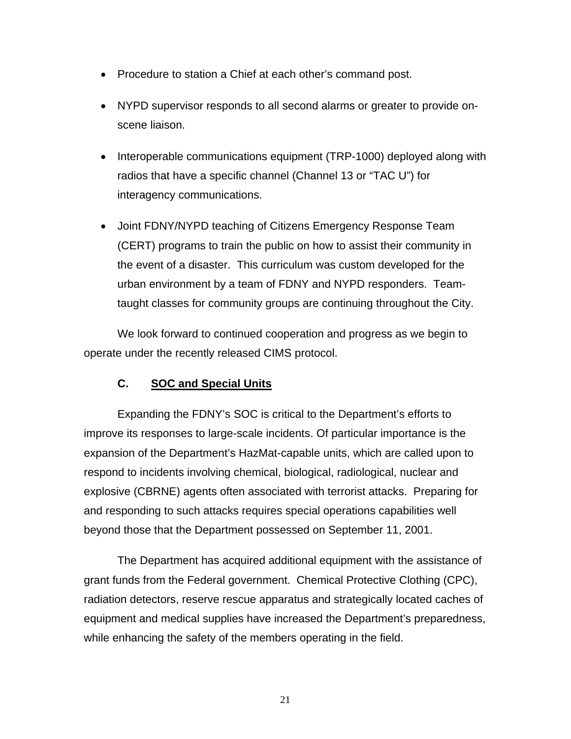- Procedure to station a Chief at each other's command post.
- NYPD supervisor responds to all second alarms or greater to provide on-scene liaison.
- Interoperable communications equipment (TRP-1000) deployed along with radios that have a specific channel (Channel 13 or "TAC U") for interagency communications.
- Joint FDNY/NYPD teaching of Citizens Emergency Response Team (CERT) programs to train the public on how to assist their community in the event of a disaster. This curriculum was custom developed for the urban environment by a team of FDNY and NYPD responders. Team-taught classes for community groups are continuing throughout the City.

We look forward to continued cooperation and progress as we begin to operate under the recently released CIMS protocol.

### C. SOC and Special Units

Expanding the FDNY's SOC is critical to the Department's efforts to improve its responses to large-scale incidents. Of particular importance is the expansion of the Department's HazMat-capable units, which are called upon to respond to incidents involving chemical, biological, radiological, nuclear and explosive (CBRNE) agents often associated with terrorist attacks. Preparing for and responding to such attacks requires special operations capabilities well beyond those that the Department possessed on September 11, 2001.

The Department has acquired additional equipment with the assistance of grant funds from the Federal government. Chemical Protective Clothing (CPC), radiation detectors, reserve rescue apparatus and strategically located caches of equipment and medical supplies have increased the Department's preparedness, while enhancing the safety of the members operating in the field.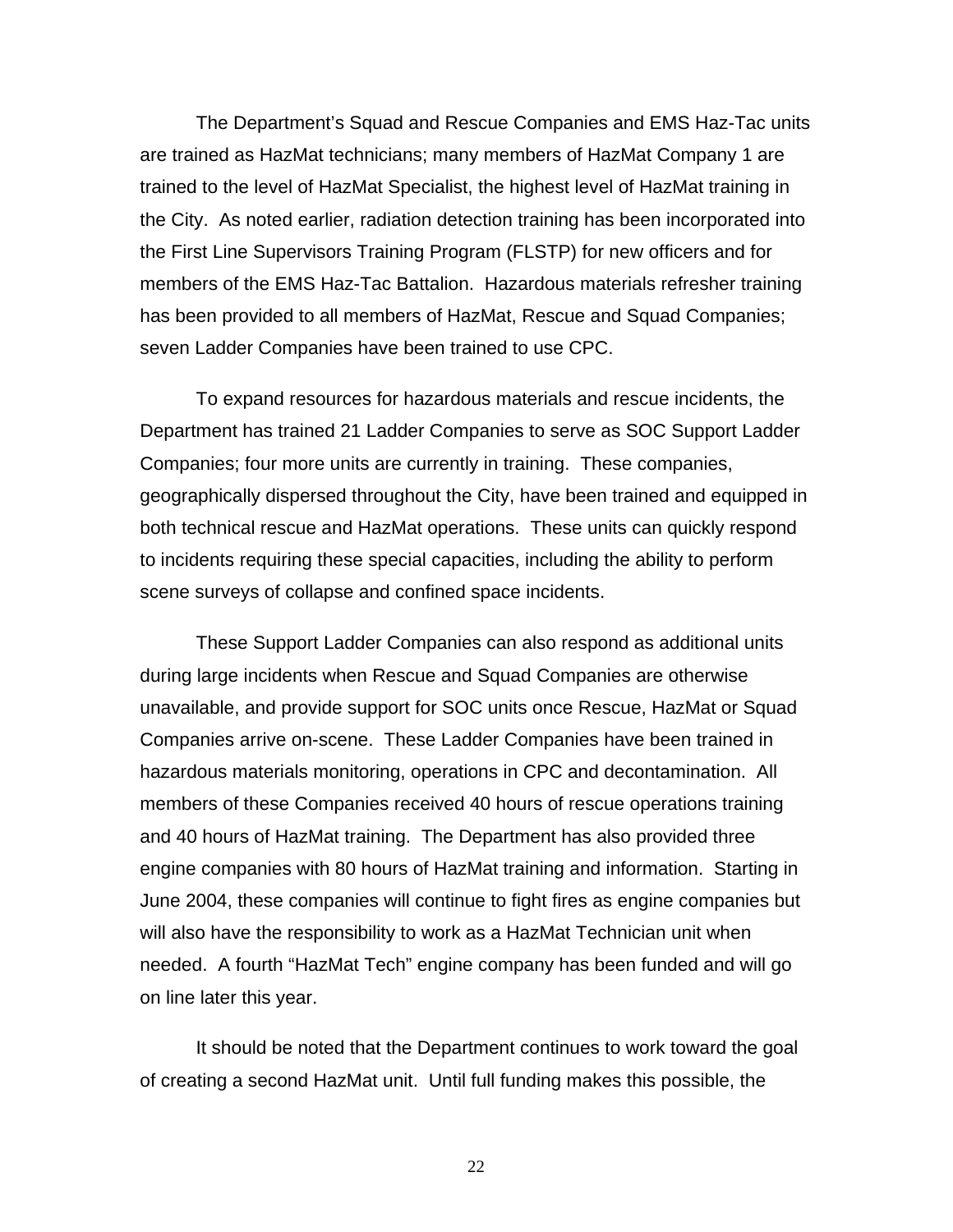The Department's Squad and Rescue Companies and EMS Haz-Tac units are trained as HazMat technicians; many members of HazMat Company 1 are trained to the level of HazMat Specialist, the highest level of HazMat training in the City. As noted earlier, radiation detection training has been incorporated into the First Line Supervisors Training Program (FLSTP) for new officers and for members of the EMS Haz-Tac Battalion. Hazardous materials refresher training has been provided to all members of HazMat, Rescue and Squad Companies; seven Ladder Companies have been trained to use CPC.

To expand resources for hazardous materials and rescue incidents, the Department has trained 21 Ladder Companies to serve as SOC Support Ladder Companies; four more units are currently in training. These companies, geographically dispersed throughout the City, have been trained and equipped in both technical rescue and HazMat operations. These units can quickly respond to incidents requiring these special capacities, including the ability to perform scene surveys of collapse and confined space incidents.

These Support Ladder Companies can also respond as additional units during large incidents when Rescue and Squad Companies are otherwise unavailable, and provide support for SOC units once Rescue, HazMat or Squad Companies arrive on-scene. These Ladder Companies have been trained in hazardous materials monitoring, operations in CPC and decontamination. All members of these Companies received 40 hours of rescue operations training and 40 hours of HazMat training. The Department has also provided three engine companies with 80 hours of HazMat training and information. Starting in June 2004, these companies will continue to fight fires as engine companies but will also have the responsibility to work as a HazMat Technician unit when needed. A fourth "HazMat Tech" engine company has been funded and will go on line later this year.

It should be noted that the Department continues to work toward the goal of creating a second HazMat unit. Until full funding makes this possible, the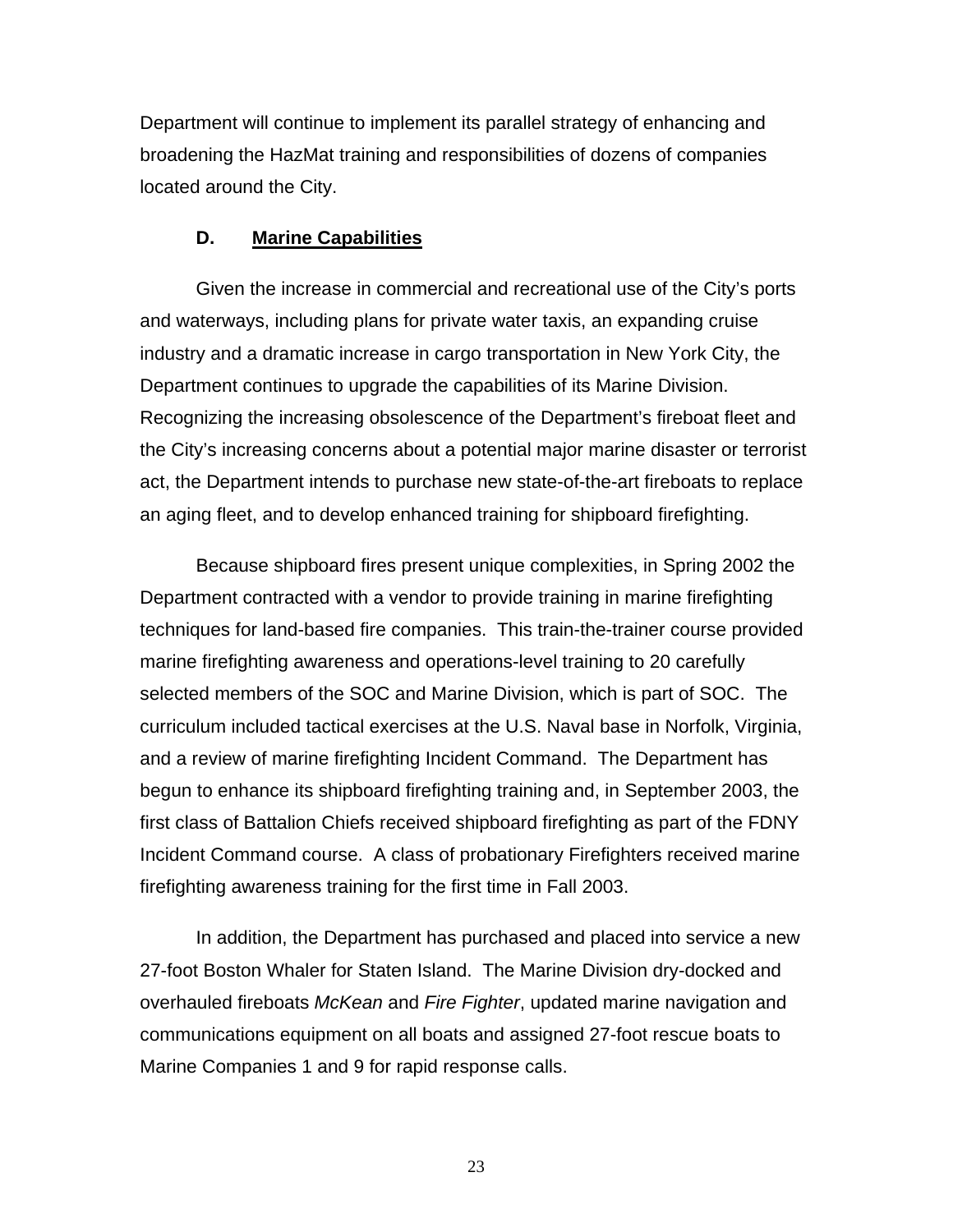Department will continue to implement its parallel strategy of enhancing and broadening the HazMat training and responsibilities of dozens of companies located around the City.

### D. Marine Capabilities

Given the increase in commercial and recreational use of the City's ports and waterways, including plans for private water taxis, an expanding cruise industry and a dramatic increase in cargo transportation in New York City, the Department continues to upgrade the capabilities of its Marine Division. Recognizing the increasing obsolescence of the Department's fireboat fleet and the City's increasing concerns about a potential major marine disaster or terrorist act, the Department intends to purchase new state-of-the-art fireboats to replace an aging fleet, and to develop enhanced training for shipboard firefighting.

Because shipboard fires present unique complexities, in Spring 2002 the Department contracted with a vendor to provide training in marine firefighting techniques for land-based fire companies. This train-the-trainer course provided marine firefighting awareness and operations-level training to 20 carefully selected members of the SOC and Marine Division, which is part of SOC. The curriculum included tactical exercises at the U.S. Naval base in Norfolk, Virginia, and a review of marine firefighting Incident Command. The Department has begun to enhance its shipboard firefighting training and, in September 2003, the first class of Battalion Chiefs received shipboard firefighting as part of the FDNY Incident Command course. A class of probationary Firefighters received marine firefighting awareness training for the first time in Fall 2003.

In addition, the Department has purchased and placed into service a new 27-foot Boston Whaler for Staten Island. The Marine Division dry-docked and overhauled fireboats *McKean* and *Fire Fighter*, updated marine navigation and communications equipment on all boats and assigned 27-foot rescue boats to Marine Companies 1 and 9 for rapid response calls.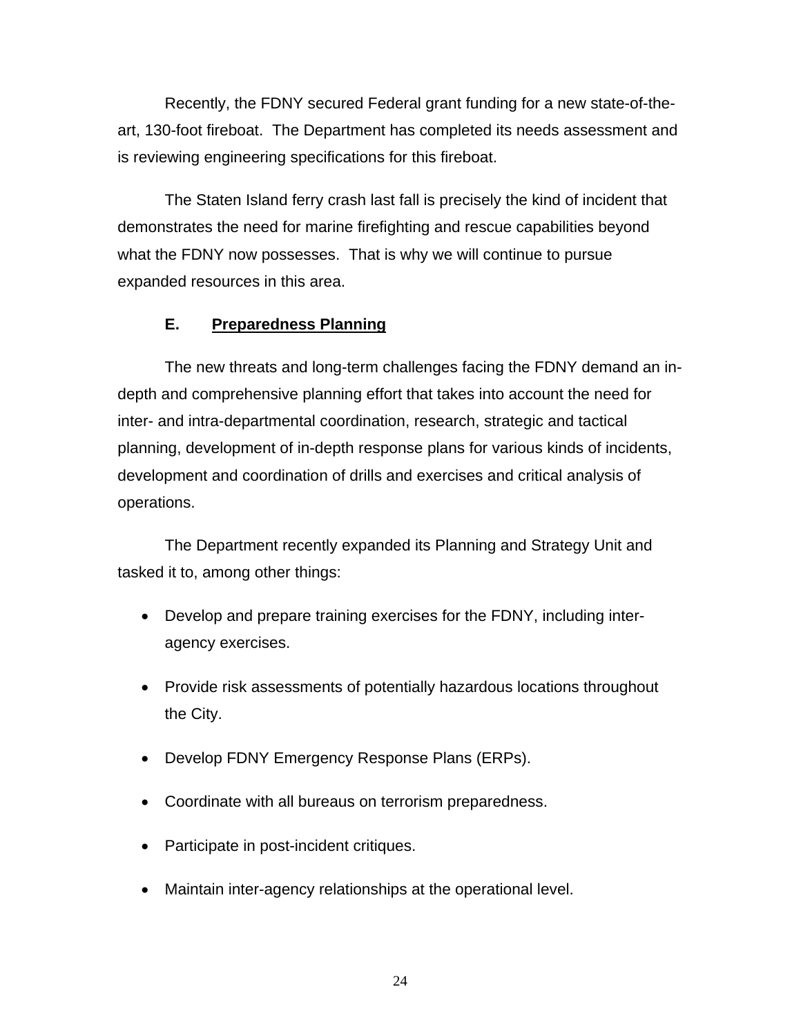Recently, the FDNY secured Federal grant funding for a new state-of-the-art, 130-foot fireboat. The Department has completed its needs assessment and is reviewing engineering specifications for this fireboat.

The Staten Island ferry crash last fall is precisely the kind of incident that demonstrates the need for marine firefighting and rescue capabilities beyond what the FDNY now possesses. That is why we will continue to pursue expanded resources in this area.

### E. Preparedness Planning

The new threats and long-term challenges facing the FDNY demand an in-depth and comprehensive planning effort that takes into account the need for inter- and intra-departmental coordination, research, strategic and tactical planning, development of in-depth response plans for various kinds of incidents, development and coordination of drills and exercises and critical analysis of operations.

The Department recently expanded its Planning and Strategy Unit and tasked it to, among other things:

- Develop and prepare training exercises for the FDNY, including inter-agency exercises.
- Provide risk assessments of potentially hazardous locations throughout the City.
- Develop FDNY Emergency Response Plans (ERPs).
- Coordinate with all bureaus on terrorism preparedness.
- Participate in post-incident critiques.
- Maintain inter-agency relationships at the operational level.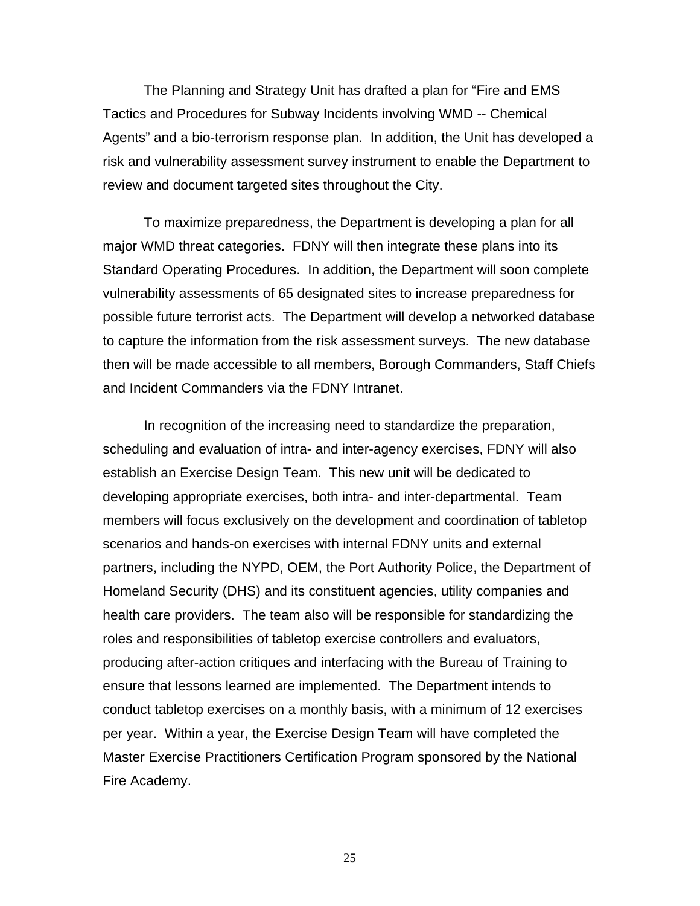The Planning and Strategy Unit has drafted a plan for “Fire and EMS Tactics and Procedures for Subway Incidents involving WMD -- Chemical Agents” and a bio-terrorism response plan. In addition, the Unit has developed a risk and vulnerability assessment survey instrument to enable the Department to review and document targeted sites throughout the City.

To maximize preparedness, the Department is developing a plan for all major WMD threat categories. FDNY will then integrate these plans into its Standard Operating Procedures. In addition, the Department will soon complete vulnerability assessments of 65 designated sites to increase preparedness for possible future terrorist acts. The Department will develop a networked database to capture the information from the risk assessment surveys. The new database then will be made accessible to all members, Borough Commanders, Staff Chiefs and Incident Commanders via the FDNY Intranet.

In recognition of the increasing need to standardize the preparation, scheduling and evaluation of intra- and inter-agency exercises, FDNY will also establish an Exercise Design Team. This new unit will be dedicated to developing appropriate exercises, both intra- and inter-departmental. Team members will focus exclusively on the development and coordination of tabletop scenarios and hands-on exercises with internal FDNY units and external partners, including the NYPD, OEM, the Port Authority Police, the Department of Homeland Security (DHS) and its constituent agencies, utility companies and health care providers. The team also will be responsible for standardizing the roles and responsibilities of tabletop exercise controllers and evaluators, producing after-action critiques and interfacing with the Bureau of Training to ensure that lessons learned are implemented. The Department intends to conduct tabletop exercises on a monthly basis, with a minimum of 12 exercises per year. Within a year, the Exercise Design Team will have completed the Master Exercise Practitioners Certification Program sponsored by the National Fire Academy.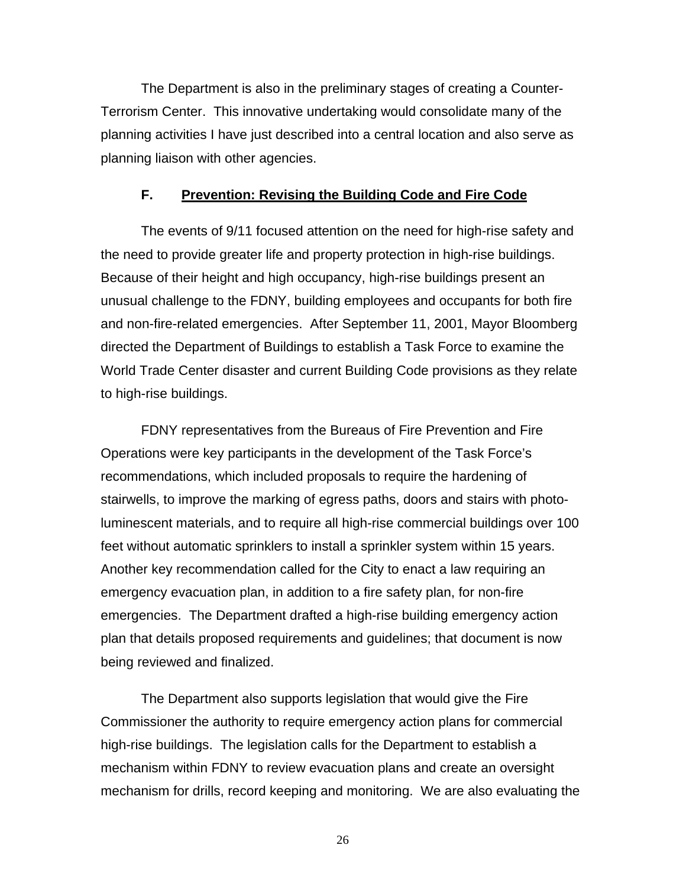The Department is also in the preliminary stages of creating a Counter-Terrorism Center. This innovative undertaking would consolidate many of the planning activities I have just described into a central location and also serve as planning liaison with other agencies.

### F. <u>Prevention: Revising the Building Code and Fire Code</u>

The events of 9/11 focused attention on the need for high-rise safety and the need to provide greater life and property protection in high-rise buildings. Because of their height and high occupancy, high-rise buildings present an unusual challenge to the FDNY, building employees and occupants for both fire and non-fire-related emergencies. After September 11, 2001, Mayor Bloomberg directed the Department of Buildings to establish a Task Force to examine the World Trade Center disaster and current Building Code provisions as they relate to high-rise buildings.

FDNY representatives from the Bureaus of Fire Prevention and Fire Operations were key participants in the development of the Task Force's recommendations, which included proposals to require the hardening of stairwells, to improve the marking of egress paths, doors and stairs with photo-luminescent materials, and to require all high-rise commercial buildings over 100 feet without automatic sprinklers to install a sprinkler system within 15 years. Another key recommendation called for the City to enact a law requiring an emergency evacuation plan, in addition to a fire safety plan, for non-fire emergencies. The Department drafted a high-rise building emergency action plan that details proposed requirements and guidelines; that document is now being reviewed and finalized.

The Department also supports legislation that would give the Fire Commissioner the authority to require emergency action plans for commercial high-rise buildings. The legislation calls for the Department to establish a mechanism within FDNY to review evacuation plans and create an oversight mechanism for drills, record keeping and monitoring. We are also evaluating the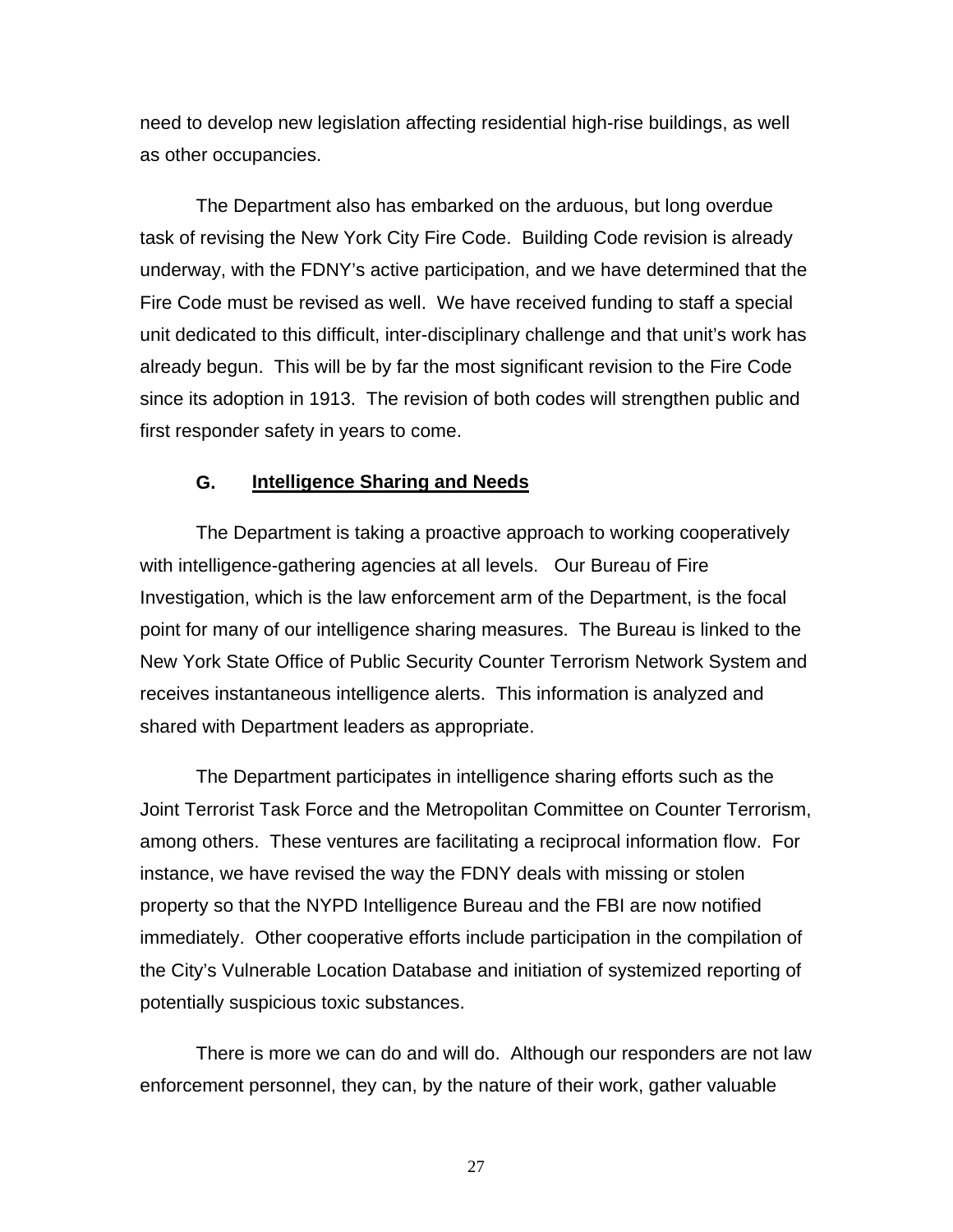need to develop new legislation affecting residential high-rise buildings, as well as other occupancies.

The Department also has embarked on the arduous, but long overdue task of revising the New York City Fire Code. Building Code revision is already underway, with the FDNY's active participation, and we have determined that the Fire Code must be revised as well. We have received funding to staff a special unit dedicated to this difficult, inter-disciplinary challenge and that unit's work has already begun. This will be by far the most significant revision to the Fire Code since its adoption in 1913. The revision of both codes will strengthen public and first responder safety in years to come.

### G. Intelligence Sharing and Needs

The Department is taking a proactive approach to working cooperatively with intelligence-gathering agencies at all levels. Our Bureau of Fire Investigation, which is the law enforcement arm of the Department, is the focal point for many of our intelligence sharing measures. The Bureau is linked to the New York State Office of Public Security Counter Terrorism Network System and receives instantaneous intelligence alerts. This information is analyzed and shared with Department leaders as appropriate.

The Department participates in intelligence sharing efforts such as the Joint Terrorist Task Force and the Metropolitan Committee on Counter Terrorism, among others. These ventures are facilitating a reciprocal information flow. For instance, we have revised the way the FDNY deals with missing or stolen property so that the NYPD Intelligence Bureau and the FBI are now notified immediately. Other cooperative efforts include participation in the compilation of the City's Vulnerable Location Database and initiation of systemized reporting of potentially suspicious toxic substances.

There is more we can do and will do. Although our responders are not law enforcement personnel, they can, by the nature of their work, gather valuable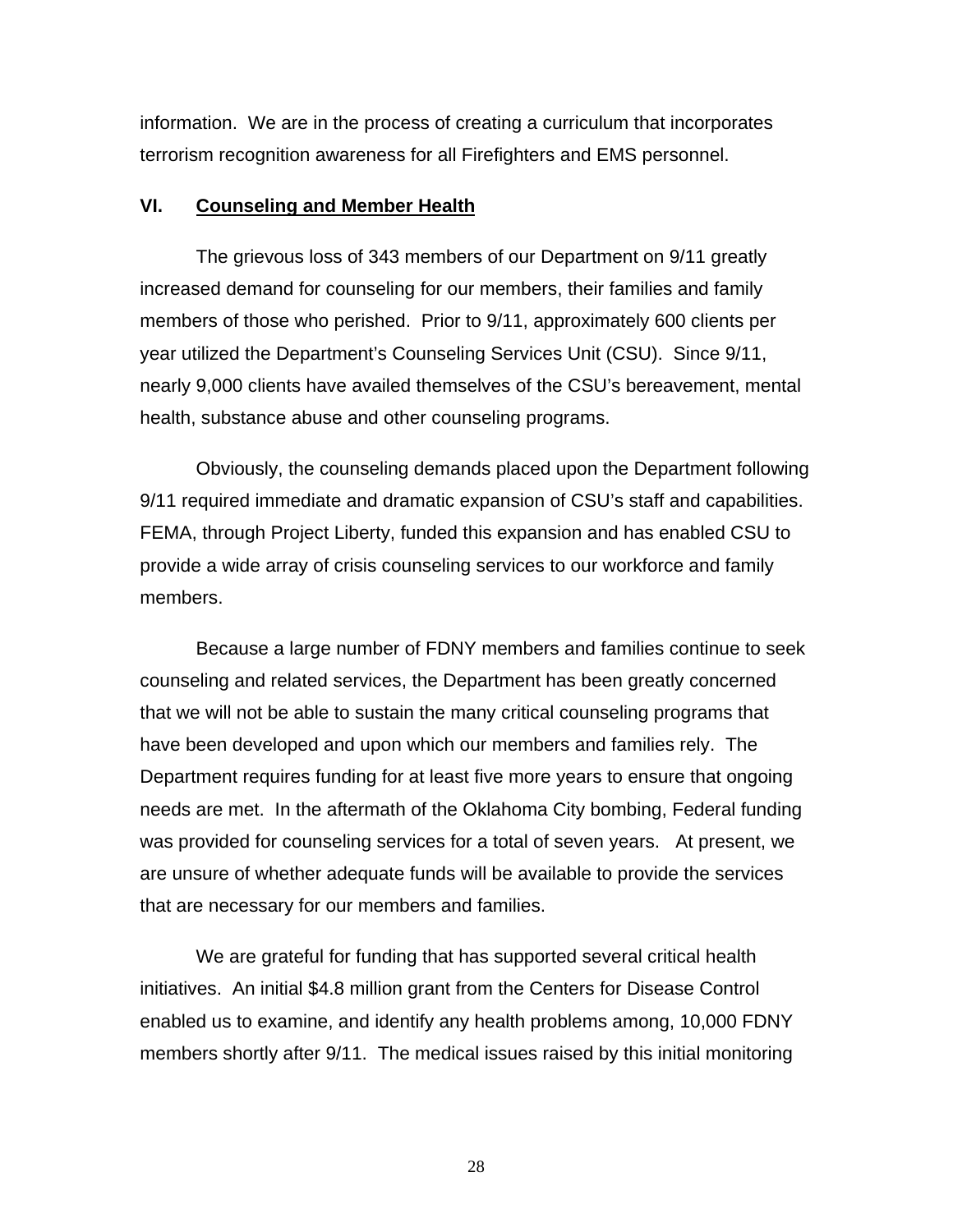information. We are in the process of creating a curriculum that incorporates terrorism recognition awareness for all Firefighters and EMS personnel.

## VI. Counseling and Member Health

The grievous loss of 343 members of our Department on 9/11 greatly increased demand for counseling for our members, their families and family members of those who perished. Prior to 9/11, approximately 600 clients per year utilized the Department's Counseling Services Unit (CSU). Since 9/11, nearly 9,000 clients have availed themselves of the CSU's bereavement, mental health, substance abuse and other counseling programs.

Obviously, the counseling demands placed upon the Department following 9/11 required immediate and dramatic expansion of CSU's staff and capabilities. FEMA, through Project Liberty, funded this expansion and has enabled CSU to provide a wide array of crisis counseling services to our workforce and family members.

Because a large number of FDNY members and families continue to seek counseling and related services, the Department has been greatly concerned that we will not be able to sustain the many critical counseling programs that have been developed and upon which our members and families rely. The Department requires funding for at least five more years to ensure that ongoing needs are met. In the aftermath of the Oklahoma City bombing, Federal funding was provided for counseling services for a total of seven years. At present, we are unsure of whether adequate funds will be available to provide the services that are necessary for our members and families.

We are grateful for funding that has supported several critical health initiatives. An initial $4.8 million grant from the Centers for Disease Control enabled us to examine, and identify any health problems among, 10,000 FDNY members shortly after 9/11. The medical issues raised by this initial monitoring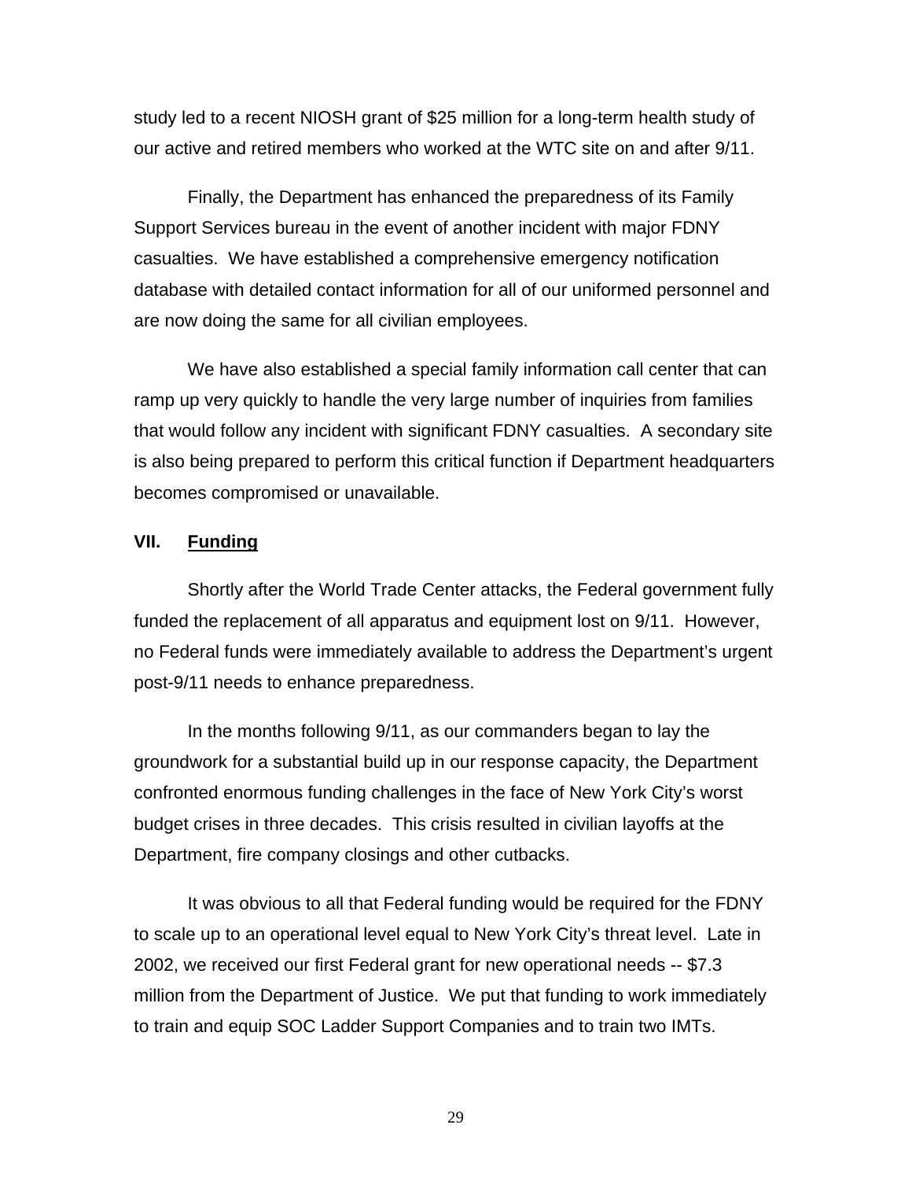study led to a recent NIOSH grant of $25 million for a long-term health study of our active and retired members who worked at the WTC site on and after 9/11.

Finally, the Department has enhanced the preparedness of its Family Support Services bureau in the event of another incident with major FDNY casualties. We have established a comprehensive emergency notification database with detailed contact information for all of our uniformed personnel and are now doing the same for all civilian employees.

We have also established a special family information call center that can ramp up very quickly to handle the very large number of inquiries from families that would follow any incident with significant FDNY casualties. A secondary site is also being prepared to perform this critical function if Department headquarters becomes compromised or unavailable.

## VII. Funding

Shortly after the World Trade Center attacks, the Federal government fully funded the replacement of all apparatus and equipment lost on 9/11. However, no Federal funds were immediately available to address the Department's urgent post-9/11 needs to enhance preparedness.

In the months following 9/11, as our commanders began to lay the groundwork for a substantial build up in our response capacity, the Department confronted enormous funding challenges in the face of New York City's worst budget crises in three decades. This crisis resulted in civilian layoffs at the Department, fire company closings and other cutbacks.

It was obvious to all that Federal funding would be required for the FDNY to scale up to an operational level equal to New York City's threat level. Late in 2002, we received our first Federal grant for new operational needs -- $7.3 million from the Department of Justice. We put that funding to work immediately to train and equip SOC Ladder Support Companies and to train two IMTs.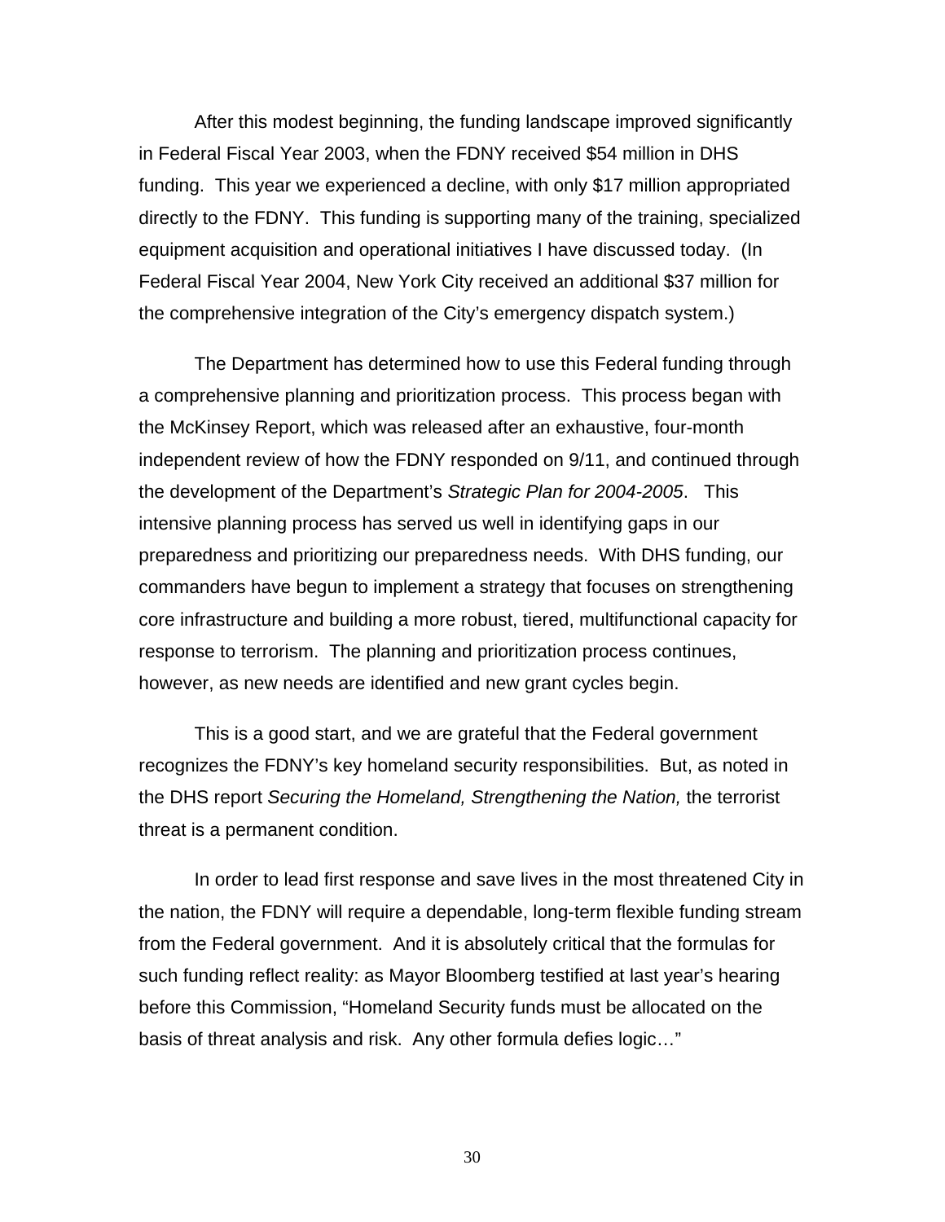After this modest beginning, the funding landscape improved significantly in Federal Fiscal Year 2003, when the FDNY received $54 million in DHS funding. This year we experienced a decline, with only $17 million appropriated directly to the FDNY. This funding is supporting many of the training, specialized equipment acquisition and operational initiatives I have discussed today. (In Federal Fiscal Year 2004, New York City received an additional $37 million for the comprehensive integration of the City's emergency dispatch system.)

The Department has determined how to use this Federal funding through a comprehensive planning and prioritization process. This process began with the McKinsey Report, which was released after an exhaustive, four-month independent review of how the FDNY responded on 9/11, and continued through the development of the Department's *Strategic Plan for 2004-2005*. This intensive planning process has served us well in identifying gaps in our preparedness and prioritizing our preparedness needs. With DHS funding, our commanders have begun to implement a strategy that focuses on strengthening core infrastructure and building a more robust, tiered, multifunctional capacity for response to terrorism. The planning and prioritization process continues, however, as new needs are identified and new grant cycles begin.

This is a good start, and we are grateful that the Federal government recognizes the FDNY's key homeland security responsibilities. But, as noted in the DHS report *Securing the Homeland, Strengthening the Nation,* the terrorist threat is a permanent condition.

In order to lead first response and save lives in the most threatened City in the nation, the FDNY will require a dependable, long-term flexible funding stream from the Federal government. And it is absolutely critical that the formulas for such funding reflect reality: as Mayor Bloomberg testified at last year's hearing before this Commission, "Homeland Security funds must be allocated on the basis of threat analysis and risk. Any other formula defies logic…"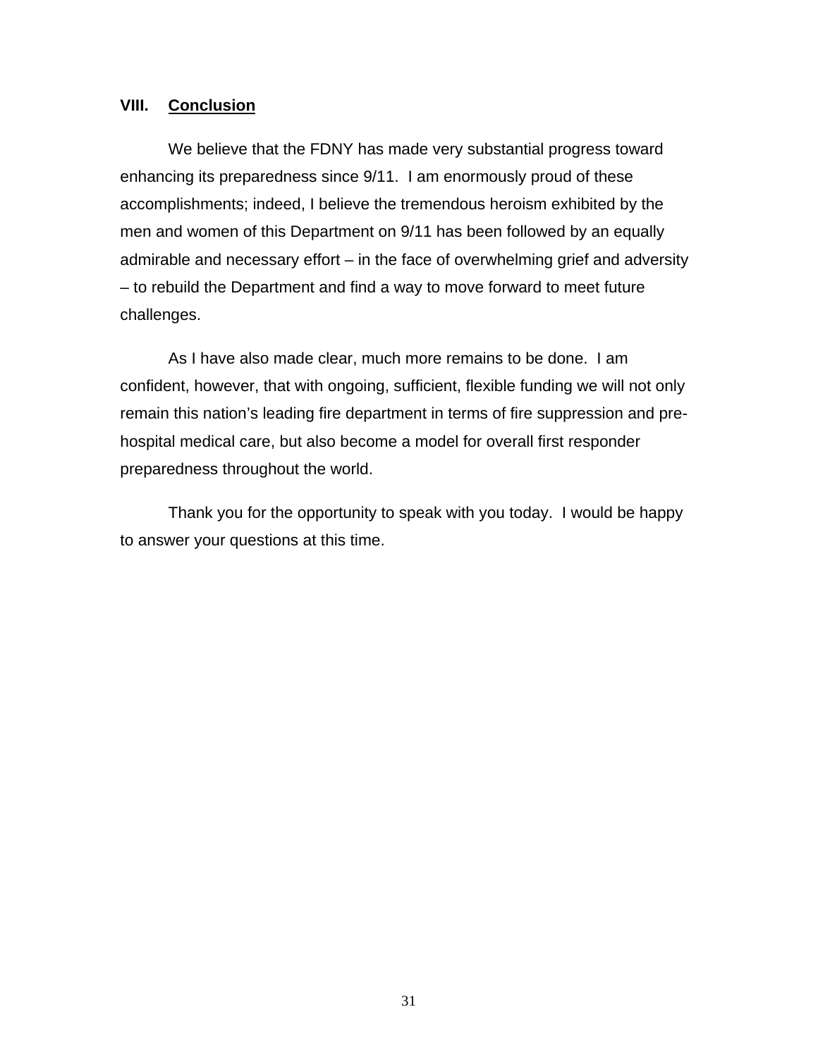## VIII. Conclusion

We believe that the FDNY has made very substantial progress toward enhancing its preparedness since 9/11. I am enormously proud of these accomplishments; indeed, I believe the tremendous heroism exhibited by the men and women of this Department on 9/11 has been followed by an equally admirable and necessary effort – in the face of overwhelming grief and adversity – to rebuild the Department and find a way to move forward to meet future challenges.

As I have also made clear, much more remains to be done. I am confident, however, that with ongoing, sufficient, flexible funding we will not only remain this nation's leading fire department in terms of fire suppression and pre-hospital medical care, but also become a model for overall first responder preparedness throughout the world.

Thank you for the opportunity to speak with you today. I would be happy to answer your questions at this time.